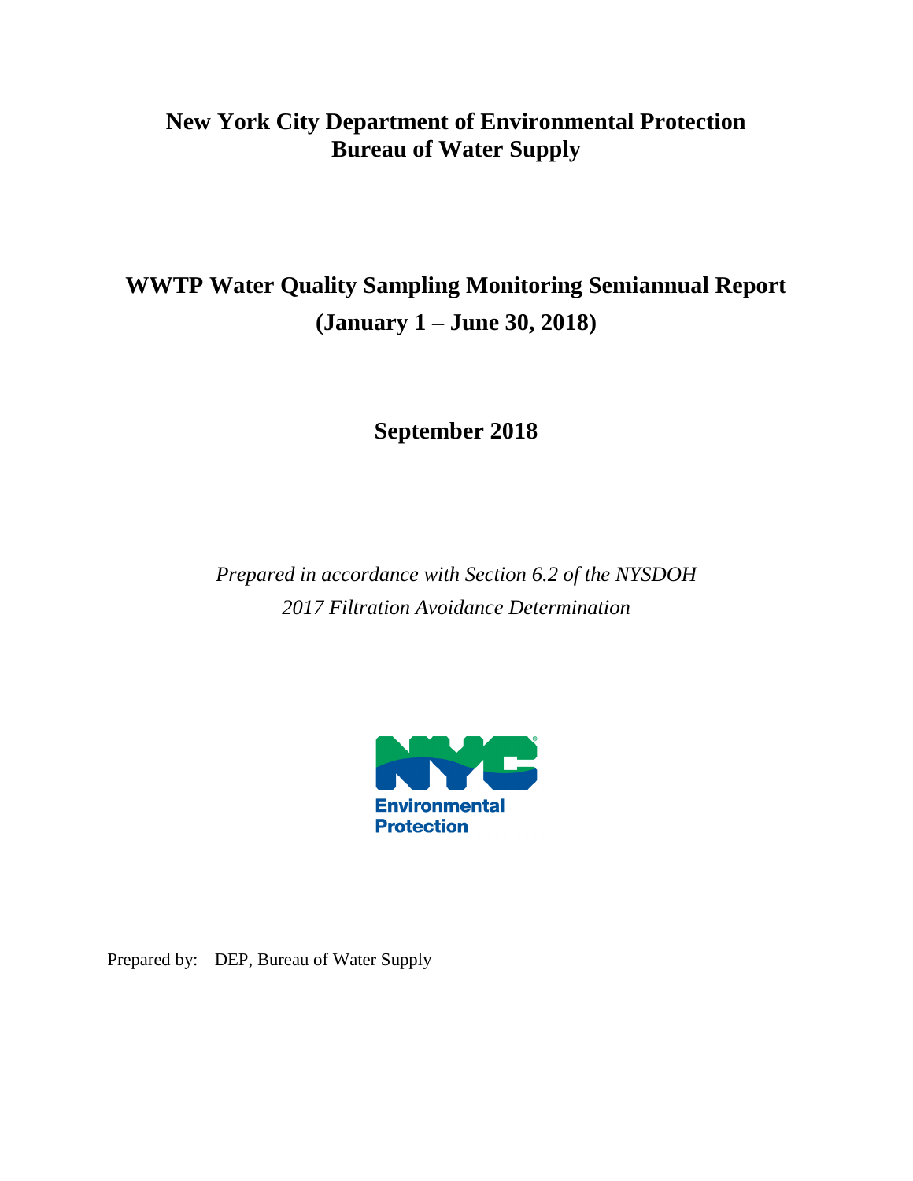# New York City Department of Environmental Protection
# Bureau of Water Supply

## WWTP Water Quality Sampling Monitoring Semiannual Report
## (January 1 – June 30, 2018)

**September 2018**

*Prepared in accordance with Section 6.2 of the NYSDOH 2017 Filtration Avoidance Determination*

Environmental Protection

Prepared by: DEP, Bureau of Water Supply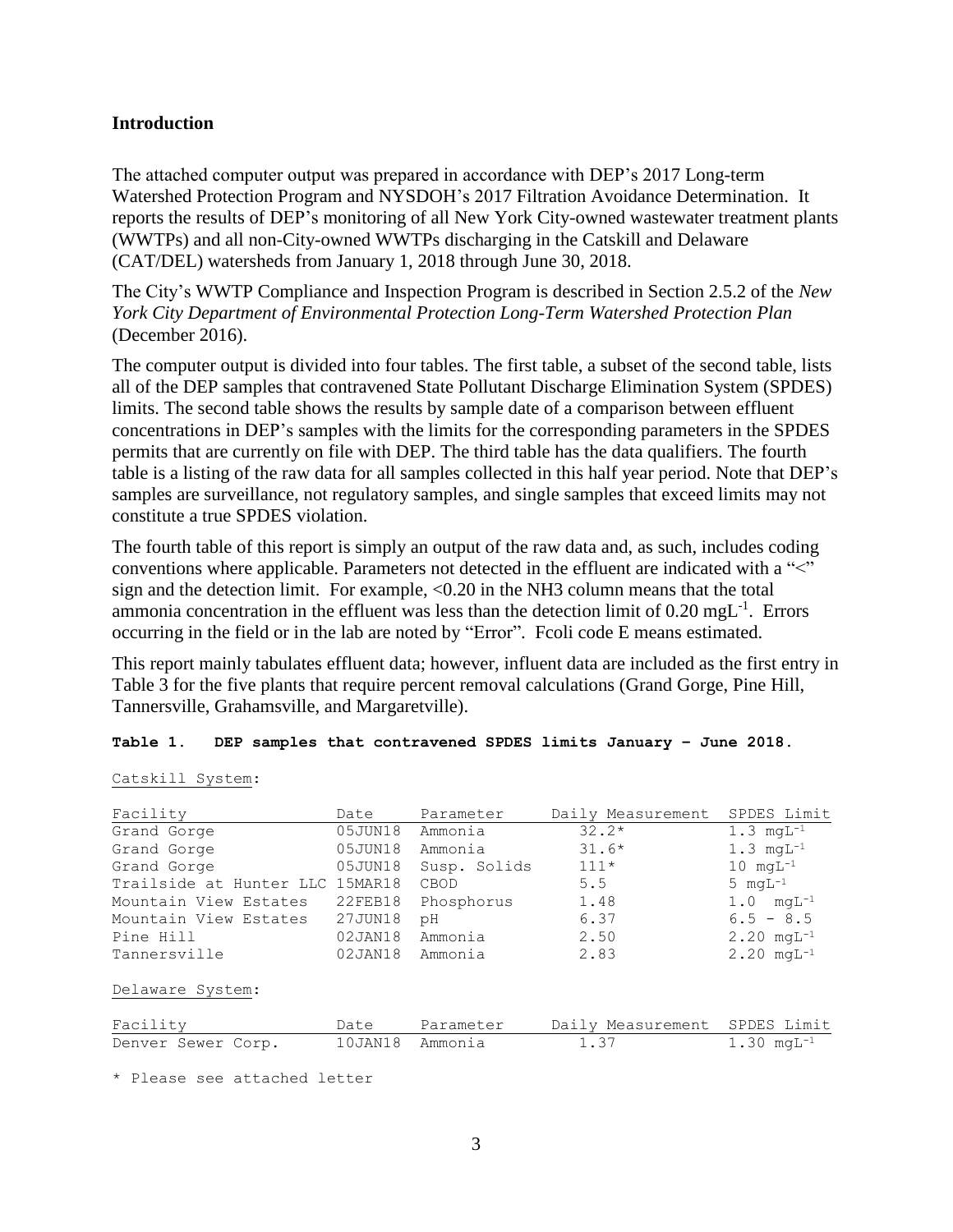## Introduction

The attached computer output was prepared in accordance with DEP's 2017 Long-term Watershed Protection Program and NYSDOH's 2017 Filtration Avoidance Determination. It reports the results of DEP's monitoring of all New York City-owned wastewater treatment plants (WWTPs) and all non-City-owned WWTPs discharging in the Catskill and Delaware (CAT/DEL) watersheds from January 1, 2018 through June 30, 2018.

The City's WWTP Compliance and Inspection Program is described in Section 2.5.2 of the *New York City Department of Environmental Protection Long-Term Watershed Protection Plan* (December 2016).

The computer output is divided into four tables. The first table, a subset of the second table, lists all of the DEP samples that contravened State Pollutant Discharge Elimination System (SPDES) limits. The second table shows the results by sample date of a comparison between effluent concentrations in DEP's samples with the limits for the corresponding parameters in the SPDES permits that are currently on file with DEP. The third table has the data qualifiers. The fourth table is a listing of the raw data for all samples collected in this half year period. Note that DEP's samples are surveillance, not regulatory samples, and single samples that exceed limits may not constitute a true SPDES violation.

The fourth table of this report is simply an output of the raw data and, as such, includes coding conventions where applicable. Parameters not detected in the effluent are indicated with a "<" sign and the detection limit. For example, <0.20 in the NH3 column means that the total ammonia concentration in the effluent was less than the detection limit of 0.20 $mgL^{-1}$. Errors occurring in the field or in the lab are noted by "Error". Fcoli code E means estimated.

This report mainly tabulates effluent data; however, influent data are included as the first entry in Table 3 for the five plants that require percent removal calculations (Grand Gorge, Pine Hill, Tannersville, Grahamsville, and Margaretville).

**Table 1. DEP samples that contravened SPDES limits January – June 2018.**

Catskill System:

| Facility | Date | Parameter | Daily Measurement | SPDES Limit |
|---|---|---|---|---|
| Grand Gorge | 05JUN18 | Ammonia | 32.2* | 1.3 $mgL^{-1}$ |
| Grand Gorge | 05JUN18 | Ammonia | 31.6* | 1.3 $mgL^{-1}$ |
| Grand Gorge | 05JUN18 | Susp. Solids | 111* | 10 $mgL^{-1}$ |
| Trailside at Hunter LLC | 15MAR18 | CBOD | 5.5 | 5 $mgL^{-1}$ |
| Mountain View Estates | 22FEB18 | Phosphorus | 1.48 | 1.0 $mgL^{-1}$ |
| Mountain View Estates | 27JUN18 | pH | 6.37 | 6.5 - 8.5 |
| Pine Hill | 02JAN18 | Ammonia | 2.50 | 2.20 $mgL^{-1}$ |
| Tannersville | 02JAN18 | Ammonia | 2.83 | 2.20 $mgL^{-1}$ |

Delaware System:

| Facility | Date | Parameter | Daily Measurement | SPDES Limit |
|---|---|---|---|---|
| Denver Sewer Corp. | 10JAN18 | Ammonia | 1.37 | 1.30 $mgL^{-1}$ |

* Please see attached letter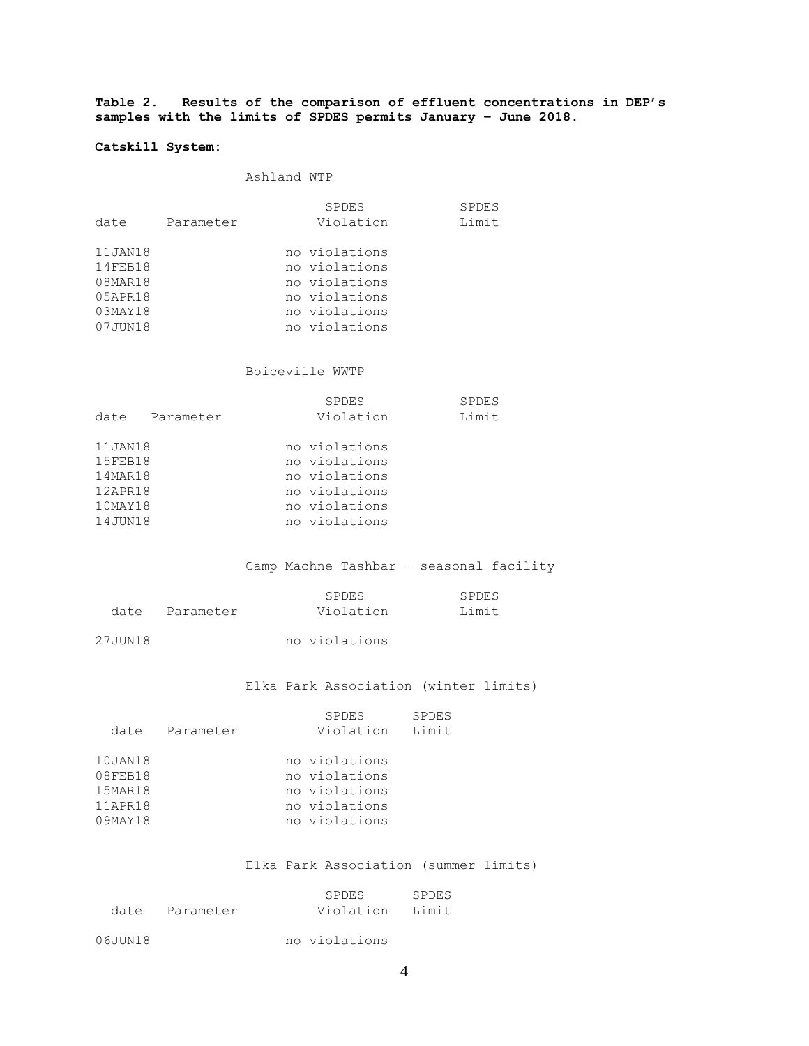**Table 2. Results of the comparison of effluent concentrations in DEP's samples with the limits of SPDES permits January – June 2018.**

**Catskill System:**

Ashland WTP

| date | Parameter | SPDES Violation | SPDES Limit |
|---|---|---|---|
| 11JAN18 | | no violations | |
| 14FEB18 | | no violations | |
| 08MAR18 | | no violations | |
| 05APR18 | | no violations | |
| 03MAY18 | | no violations | |
| 07JUN18 | | no violations | |

Boiceville WWTP

| date | Parameter | SPDES Violation | SPDES Limit |
|---|---|---|---|
| 11JAN18 | | no violations | |
| 15FEB18 | | no violations | |
| 14MAR18 | | no violations | |
| 12APR18 | | no violations | |
| 10MAY18 | | no violations | |
| 14JUN18 | | no violations | |

Camp Machne Tashbar – seasonal facility

| date | Parameter | SPDES Violation | SPDES Limit |
|---|---|---|---|
| 27JUN18 | | no violations | |

Elka Park Association (winter limits)

| date | Parameter | SPDES Violation | SPDES Limit |
|---|---|---|---|
| 10JAN18 | | no violations | |
| 08FEB18 | | no violations | |
| 15MAR18 | | no violations | |
| 11APR18 | | no violations | |
| 09MAY18 | | no violations | |

Elka Park Association (summer limits)

| date | Parameter | SPDES Violation | SPDES Limit |
|---|---|---|---|
| 06JUN18 | | no violations | |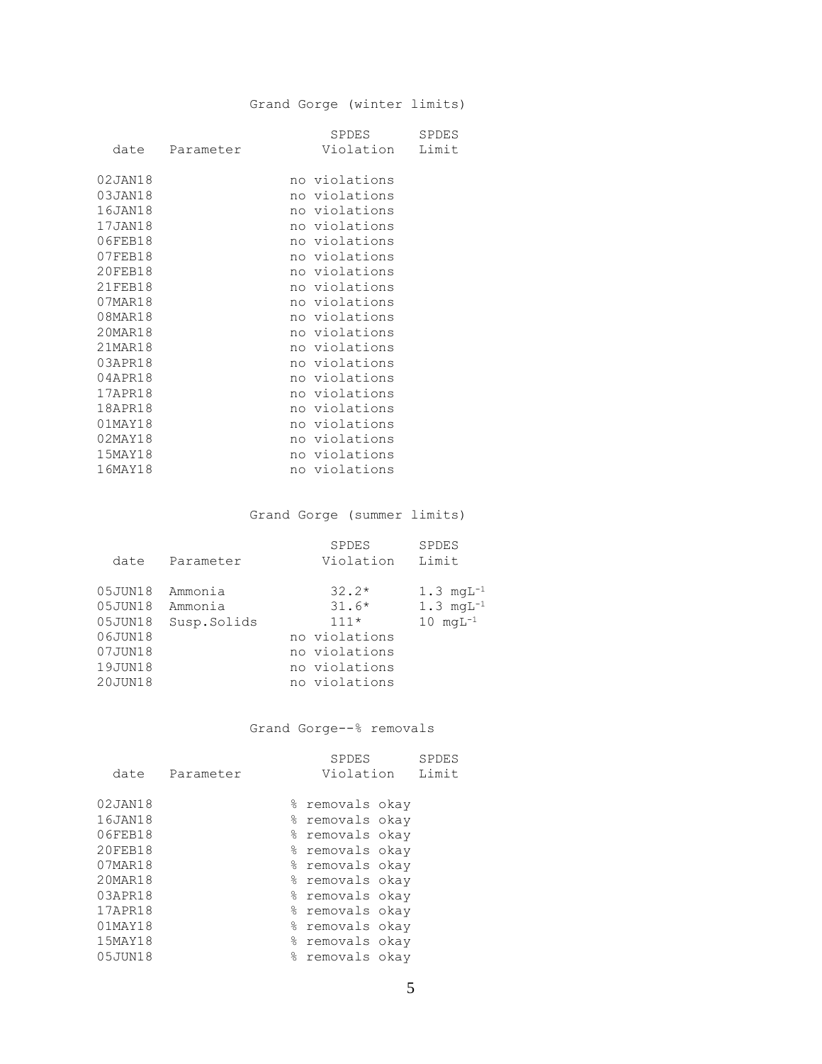### Grand Gorge (winter limits)

| date | Parameter | SPDES Violation | SPDES Limit |
|---|---|---|---|
| 02JAN18 | | no violations | |
| 03JAN18 | | no violations | |
| 16JAN18 | | no violations | |
| 17JAN18 | | no violations | |
| 06FEB18 | | no violations | |
| 07FEB18 | | no violations | |
| 20FEB18 | | no violations | |
| 21FEB18 | | no violations | |
| 07MAR18 | | no violations | |
| 08MAR18 | | no violations | |
| 20MAR18 | | no violations | |
| 21MAR18 | | no violations | |
| 03APR18 | | no violations | |
| 04APR18 | | no violations | |
| 17APR18 | | no violations | |
| 18APR18 | | no violations | |
| 01MAY18 | | no violations | |
| 02MAY18 | | no violations | |
| 15MAY18 | | no violations | |
| 16MAY18 | | no violations | |

### Grand Gorge (summer limits)

| date | Parameter | SPDES Violation | SPDES Limit |
|---|---|---|---|
| 05JUN18 | Ammonia | 32.2* | 1.3 $mgL^{-1}$ |
| 05JUN18 | Ammonia | 31.6* | 1.3 $mgL^{-1}$ |
| 05JUN18 | Susp.Solids | 111* | 10 $mgL^{-1}$ |
| 06JUN18 | | no violations | |
| 07JUN18 | | no violations | |
| 19JUN18 | | no violations | |
| 20JUN18 | | no violations | |

### Grand Gorge--% removals

| date | Parameter | SPDES Violation | SPDES Limit |
|---|---|---|---|
| 02JAN18 | | % removals okay | |
| 16JAN18 | | % removals okay | |
| 06FEB18 | | % removals okay | |
| 20FEB18 | | % removals okay | |
| 07MAR18 | | % removals okay | |
| 20MAR18 | | % removals okay | |
| 03APR18 | | % removals okay | |
| 17APR18 | | % removals okay | |
| 01MAY18 | | % removals okay | |
| 15MAY18 | | % removals okay | |
| 05JUN18 | | % removals okay | |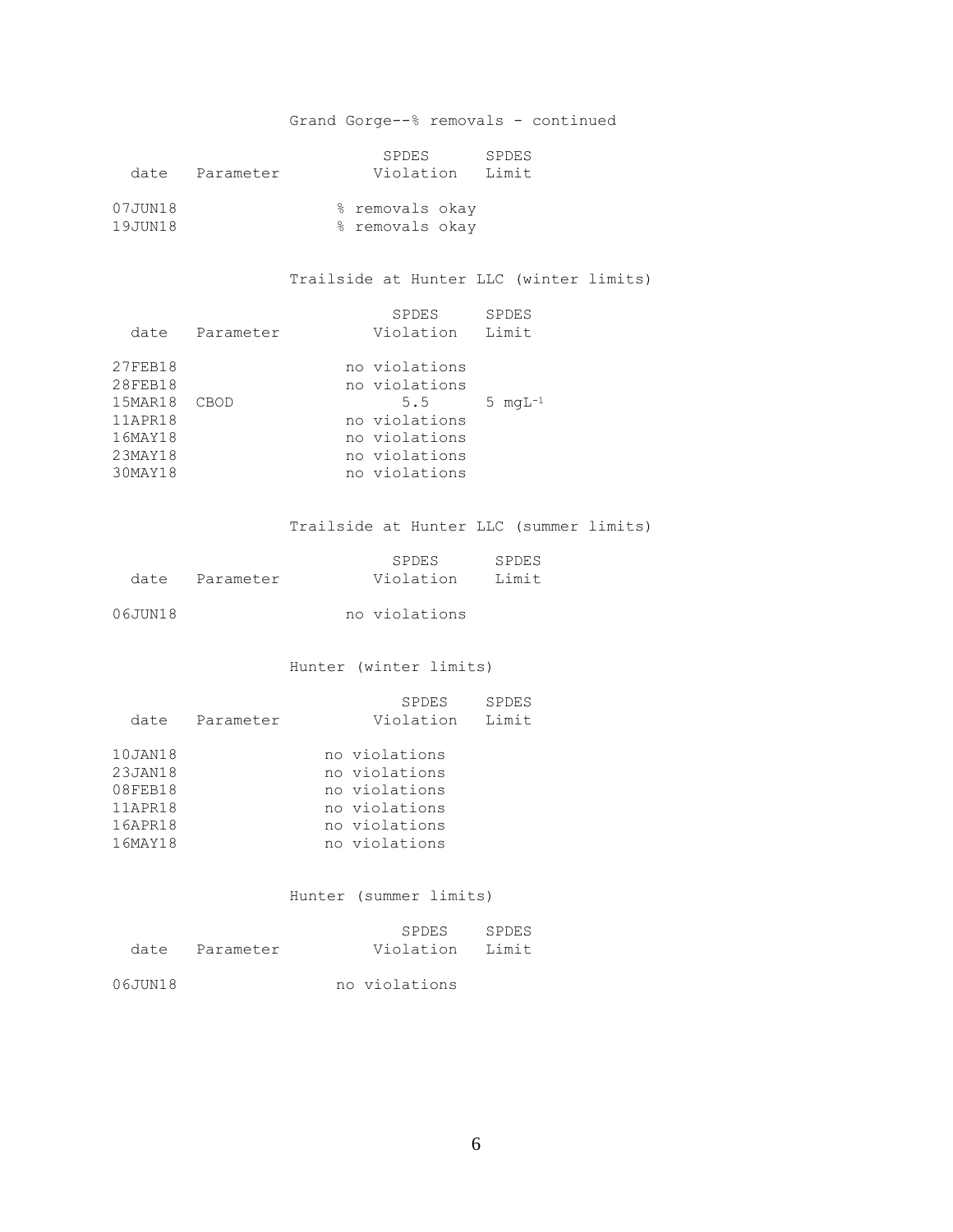Grand Gorge--% removals - continued

| date | Parameter | SPDES Violation | SPDES Limit |
|---|---|---|---|
| 07JUN18 | | % removals okay | |
| 19JUN18 | | % removals okay | |

Trailside at Hunter LLC (winter limits)

| date | Parameter | SPDES Violation | SPDES Limit |
|---|---|---|---|
| 27FEB18 | | no violations | |
| 28FEB18 | | no violations | |
| 15MAR18 | CBOD | 5.5 | 5 $mgL^{-1}$ |
| 11APR18 | | no violations | |
| 16MAY18 | | no violations | |
| 23MAY18 | | no violations | |
| 30MAY18 | | no violations | |

Trailside at Hunter LLC (summer limits)

| date | Parameter | SPDES Violation | SPDES Limit |
|---|---|---|---|
| 06JUN18 | | no violations | |

Hunter (winter limits)

| date | Parameter | SPDES Violation | SPDES Limit |
|---|---|---|---|
| 10JAN18 | | no violations | |
| 23JAN18 | | no violations | |
| 08FEB18 | | no violations | |
| 11APR18 | | no violations | |
| 16APR18 | | no violations | |
| 16MAY18 | | no violations | |

Hunter (summer limits)

| date | Parameter | SPDES Violation | SPDES Limit |
|---|---|---|---|
| 06JUN18 | | no violations | |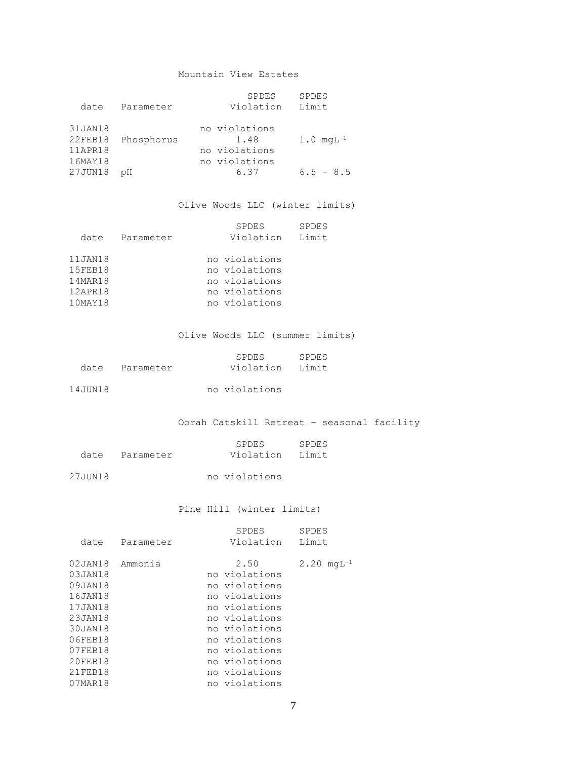Mountain View Estates

| date | Parameter | SPDES Violation | SPDES Limit |
|---|---|---|---|
| 31JAN18 | | no violations | |
| 22FEB18 | Phosphorus | 1.48 | 1.0 $mgL^{-1}$ |
| 11APR18 | | no violations | |
| 16MAY18 | | no violations | |
| 27JUN18 | pH | 6.37 | 6.5 - 8.5 |

Olive Woods LLC (winter limits)

| date | Parameter | SPDES Violation | SPDES Limit |
|---|---|---|---|
| 11JAN18 | | no violations | |
| 15FEB18 | | no violations | |
| 14MAR18 | | no violations | |
| 12APR18 | | no violations | |
| 10MAY18 | | no violations | |

Olive Woods LLC (summer limits)

| date | Parameter | SPDES Violation | SPDES Limit |
|---|---|---|---|
| 14JUN18 | | no violations | |

Oorah Catskill Retreat – seasonal facility

| date | Parameter | SPDES Violation | SPDES Limit |
|---|---|---|---|
| 27JUN18 | | no violations | |

Pine Hill (winter limits)

| date | Parameter | SPDES Violation | SPDES Limit |
|---|---|---|---|
| 02JAN18 | Ammonia | 2.50 | 2.20 $mgL^{-1}$ |
| 03JAN18 | | no violations | |
| 09JAN18 | | no violations | |
| 16JAN18 | | no violations | |
| 17JAN18 | | no violations | |
| 23JAN18 | | no violations | |
| 30JAN18 | | no violations | |
| 06FEB18 | | no violations | |
| 07FEB18 | | no violations | |
| 20FEB18 | | no violations | |
| 21FEB18 | | no violations | |
| 07MAR18 | | no violations | |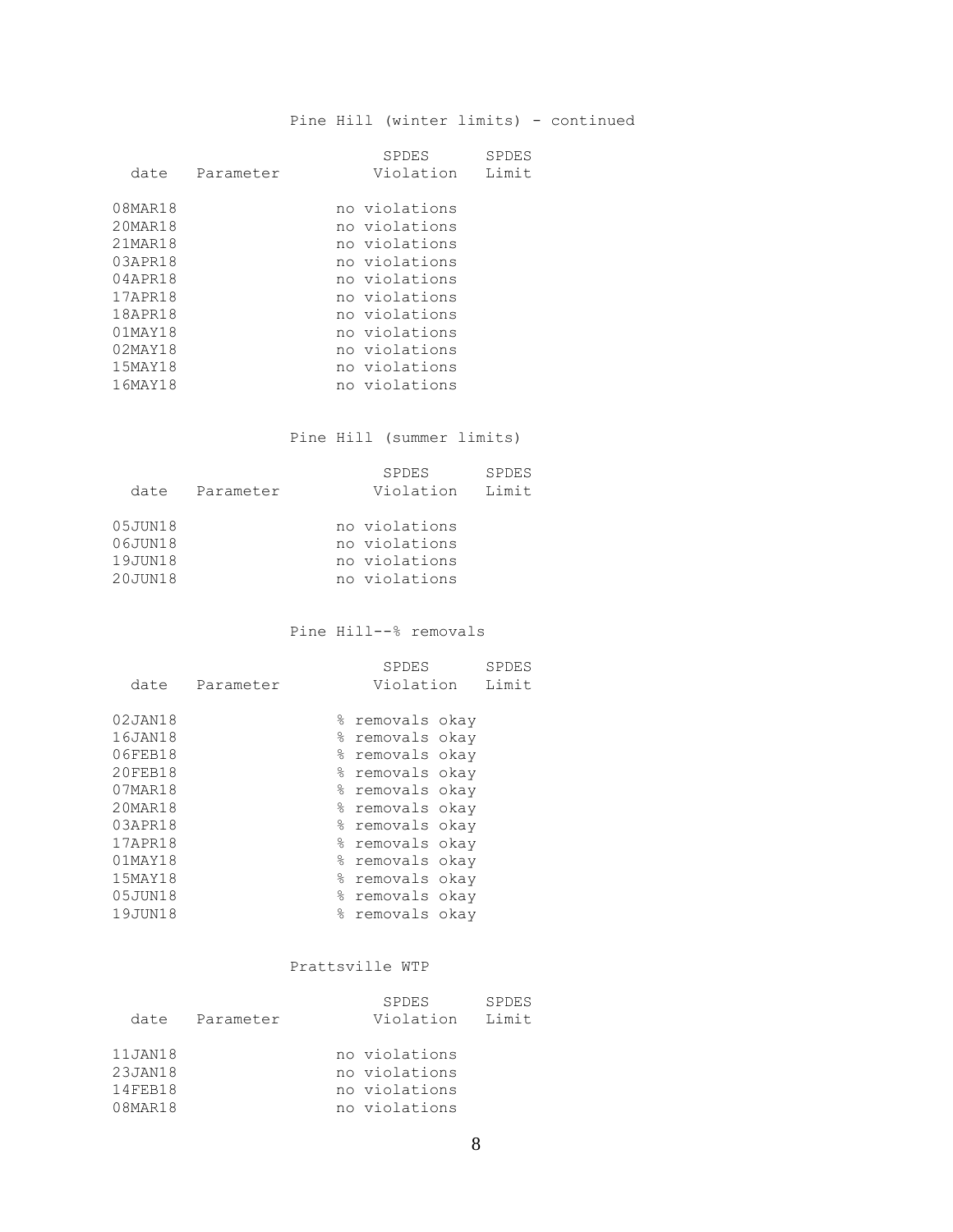## Pine Hill (winter limits) - continued

| date | Parameter | SPDES Violation | SPDES Limit |
|---|---|---|---|
| 08MAR18 | | no violations | |
| 20MAR18 | | no violations | |
| 21MAR18 | | no violations | |
| 03APR18 | | no violations | |
| 04APR18 | | no violations | |
| 17APR18 | | no violations | |
| 18APR18 | | no violations | |
| 01MAY18 | | no violations | |
| 02MAY18 | | no violations | |
| 15MAY18 | | no violations | |
| 16MAY18 | | no violations | |

## Pine Hill (summer limits)

| date | Parameter | SPDES Violation | SPDES Limit |
|---|---|---|---|
| 05JUN18 | | no violations | |
| 06JUN18 | | no violations | |
| 19JUN18 | | no violations | |
| 20JUN18 | | no violations | |

## Pine Hill--% removals

| date | Parameter | SPDES Violation | SPDES Limit |
|---|---|---|---|
| 02JAN18 | | % removals okay | |
| 16JAN18 | | % removals okay | |
| 06FEB18 | | % removals okay | |
| 20FEB18 | | % removals okay | |
| 07MAR18 | | % removals okay | |
| 20MAR18 | | % removals okay | |
| 03APR18 | | % removals okay | |
| 17APR18 | | % removals okay | |
| 01MAY18 | | % removals okay | |
| 15MAY18 | | % removals okay | |
| 05JUN18 | | % removals okay | |
| 19JUN18 | | % removals okay | |

## Prattsville WTP

| date | Parameter | SPDES Violation | SPDES Limit |
|---|---|---|---|
| 11JAN18 | | no violations | |
| 23JAN18 | | no violations | |
| 14FEB18 | | no violations | |
| 08MAR18 | | no violations | |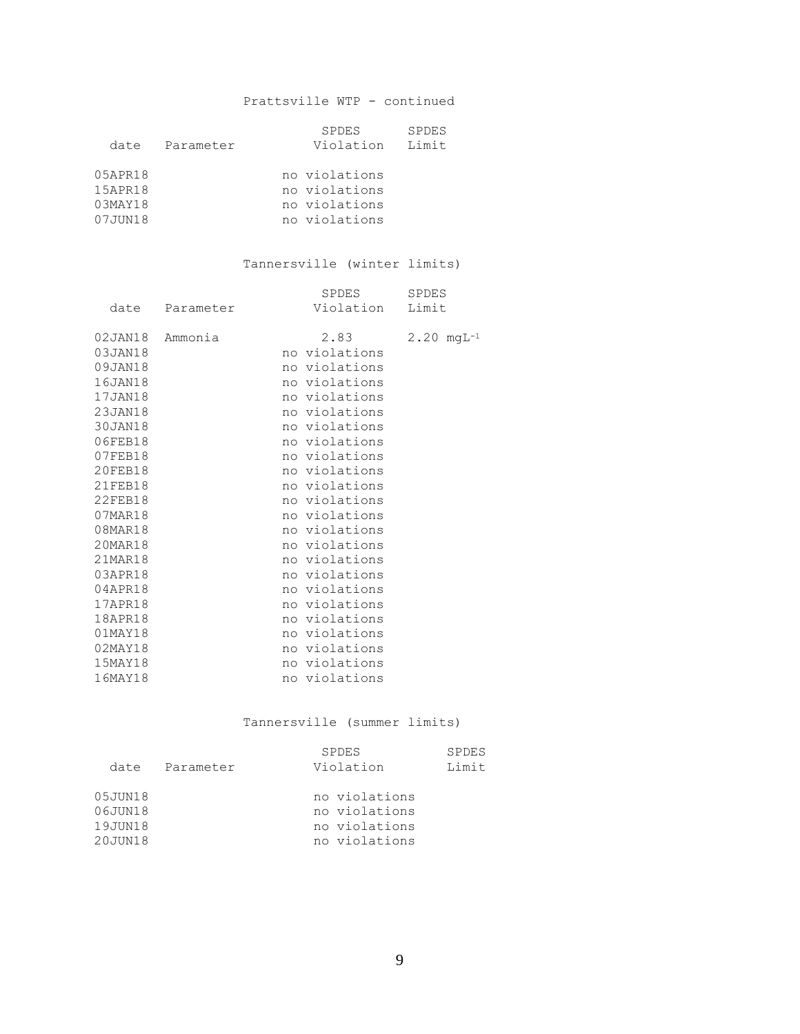Prattsville WTP - continued

| date | Parameter | SPDES Violation | SPDES Limit |
|---|---|---|---|
| 05APR18 | | no violations | |
| 15APR18 | | no violations | |
| 03MAY18 | | no violations | |
| 07JUN18 | | no violations | |

Tannersville (winter limits)

| date | Parameter | SPDES Violation | SPDES Limit |
|---|---|---|---|
| 02JAN18 | Ammonia | 2.83 | 2.20 $mgL^{-1}$ |
| 03JAN18 | | no violations | |
| 09JAN18 | | no violations | |
| 16JAN18 | | no violations | |
| 17JAN18 | | no violations | |
| 23JAN18 | | no violations | |
| 30JAN18 | | no violations | |
| 06FEB18 | | no violations | |
| 07FEB18 | | no violations | |
| 20FEB18 | | no violations | |
| 21FEB18 | | no violations | |
| 22FEB18 | | no violations | |
| 07MAR18 | | no violations | |
| 08MAR18 | | no violations | |
| 20MAR18 | | no violations | |
| 21MAR18 | | no violations | |
| 03APR18 | | no violations | |
| 04APR18 | | no violations | |
| 17APR18 | | no violations | |
| 18APR18 | | no violations | |
| 01MAY18 | | no violations | |
| 02MAY18 | | no violations | |
| 15MAY18 | | no violations | |
| 16MAY18 | | no violations | |

Tannersville (summer limits)

| date | Parameter | SPDES Violation | SPDES Limit |
|---|---|---|---|
| 05JUN18 | | no violations | |
| 06JUN18 | | no violations | |
| 19JUN18 | | no violations | |
| 20JUN18 | | no violations | |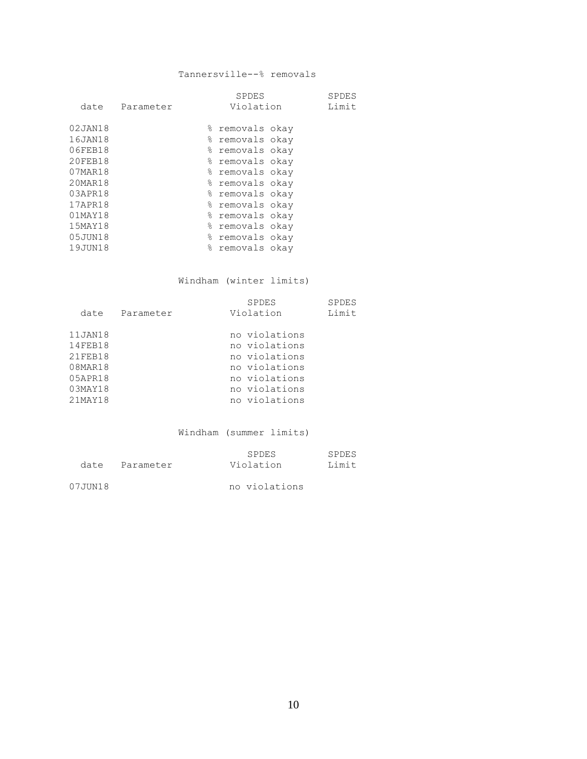### Tannersville--% removals

| date | Parameter | SPDES Violation | SPDES Limit |
|---|---|---|---|
| 02JAN18 | | % removals okay | |
| 16JAN18 | | % removals okay | |
| 06FEB18 | | % removals okay | |
| 20FEB18 | | % removals okay | |
| 07MAR18 | | % removals okay | |
| 20MAR18 | | % removals okay | |
| 03APR18 | | % removals okay | |
| 17APR18 | | % removals okay | |
| 01MAY18 | | % removals okay | |
| 15MAY18 | | % removals okay | |
| 05JUN18 | | % removals okay | |
| 19JUN18 | | % removals okay | |

### Windham (winter limits)

| date | Parameter | SPDES Violation | SPDES Limit |
|---|---|---|---|
| 11JAN18 | | no violations | |
| 14FEB18 | | no violations | |
| 21FEB18 | | no violations | |
| 08MAR18 | | no violations | |
| 05APR18 | | no violations | |
| 03MAY18 | | no violations | |
| 21MAY18 | | no violations | |

### Windham (summer limits)

| date | Parameter | SPDES Violation | SPDES Limit |
|---|---|---|---|
| 07JUN18 | | no violations | |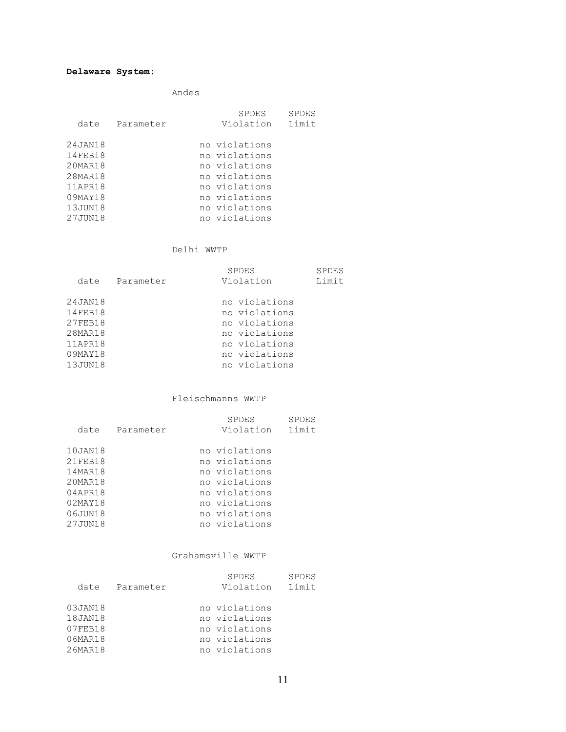**Delaware System:**

Andes

| date | Parameter | SPDES Violation | SPDES Limit |
|---|---|---|---|
| 24JAN18 | | no violations | |
| 14FEB18 | | no violations | |
| 20MAR18 | | no violations | |
| 28MAR18 | | no violations | |
| 11APR18 | | no violations | |
| 09MAY18 | | no violations | |
| 13JUN18 | | no violations | |
| 27JUN18 | | no violations | |

Delhi WWTP

| date | Parameter | SPDES Violation | SPDES Limit |
|---|---|---|---|
| 24JAN18 | | no violations | |
| 14FEB18 | | no violations | |
| 27FEB18 | | no violations | |
| 28MAR18 | | no violations | |
| 11APR18 | | no violations | |
| 09MAY18 | | no violations | |
| 13JUN18 | | no violations | |

Fleischmanns WWTP

| date | Parameter | SPDES Violation | SPDES Limit |
|---|---|---|---|
| 10JAN18 | | no violations | |
| 21FEB18 | | no violations | |
| 14MAR18 | | no violations | |
| 20MAR18 | | no violations | |
| 04APR18 | | no violations | |
| 02MAY18 | | no violations | |
| 06JUN18 | | no violations | |
| 27JUN18 | | no violations | |

Grahamsville WWTP

| date | Parameter | SPDES Violation | SPDES Limit |
|---|---|---|---|
| 03JAN18 | | no violations | |
| 18JAN18 | | no violations | |
| 07FEB18 | | no violations | |
| 06MAR18 | | no violations | |
| 26MAR18 | | no violations | |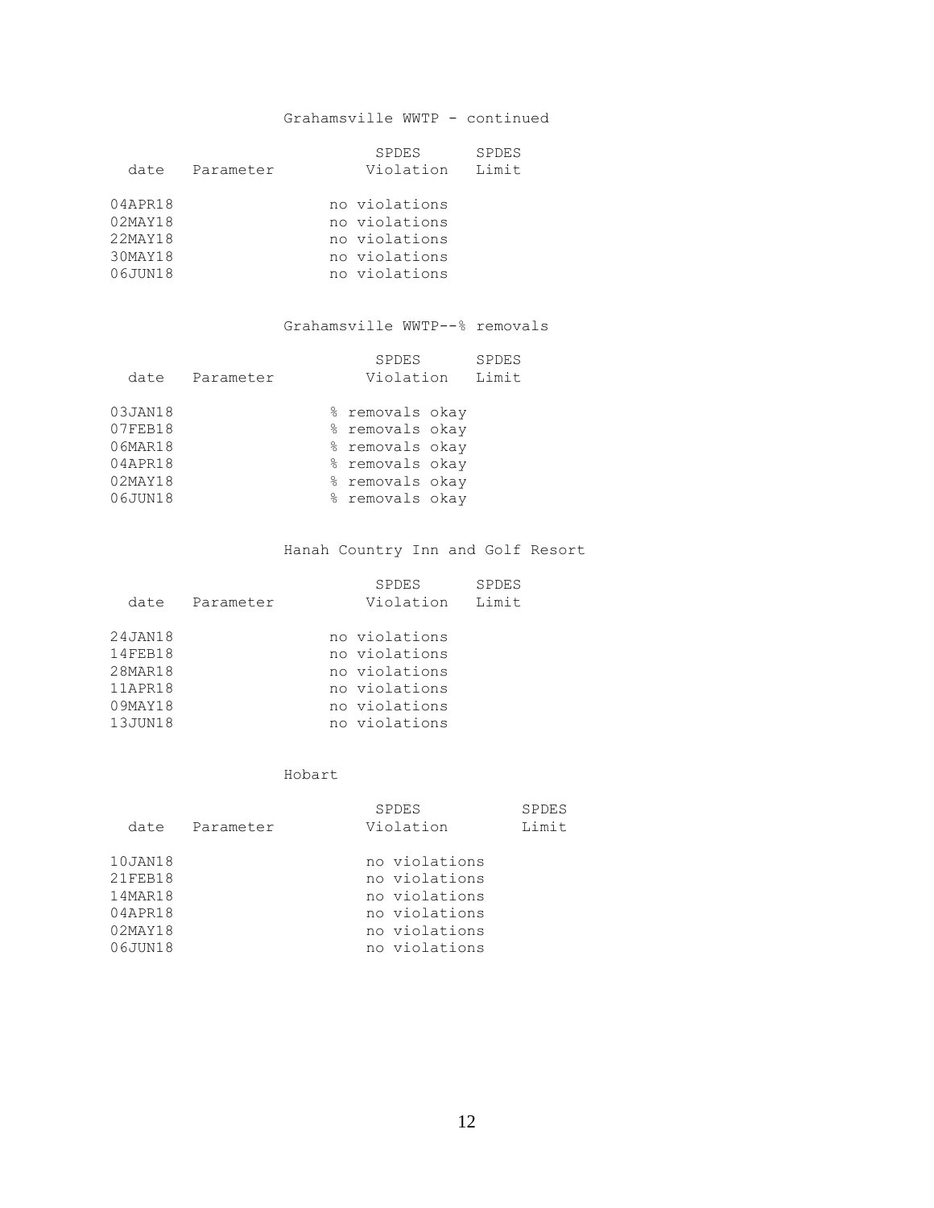### Grahamsville WWTP - continued

| date | Parameter | SPDES Violation | SPDES Limit |
|---|---|---|---|
| 04APR18 | | no violations | |
| 02MAY18 | | no violations | |
| 22MAY18 | | no violations | |
| 30MAY18 | | no violations | |
| 06JUN18 | | no violations | |

### Grahamsville WWTP--% removals

| date | Parameter | SPDES Violation | SPDES Limit |
|---|---|---|---|
| 03JAN18 | | % removals okay | |
| 07FEB18 | | % removals okay | |
| 06MAR18 | | % removals okay | |
| 04APR18 | | % removals okay | |
| 02MAY18 | | % removals okay | |
| 06JUN18 | | % removals okay | |

### Hanah Country Inn and Golf Resort

| date | Parameter | SPDES Violation | SPDES Limit |
|---|---|---|---|
| 24JAN18 | | no violations | |
| 14FEB18 | | no violations | |
| 28MAR18 | | no violations | |
| 11APR18 | | no violations | |
| 09MAY18 | | no violations | |
| 13JUN18 | | no violations | |

### Hobart

| date | Parameter | SPDES Violation | SPDES Limit |
|---|---|---|---|
| 10JAN18 | | no violations | |
| 21FEB18 | | no violations | |
| 14MAR18 | | no violations | |
| 04APR18 | | no violations | |
| 02MAY18 | | no violations | |
| 06JUN18 | | no violations | |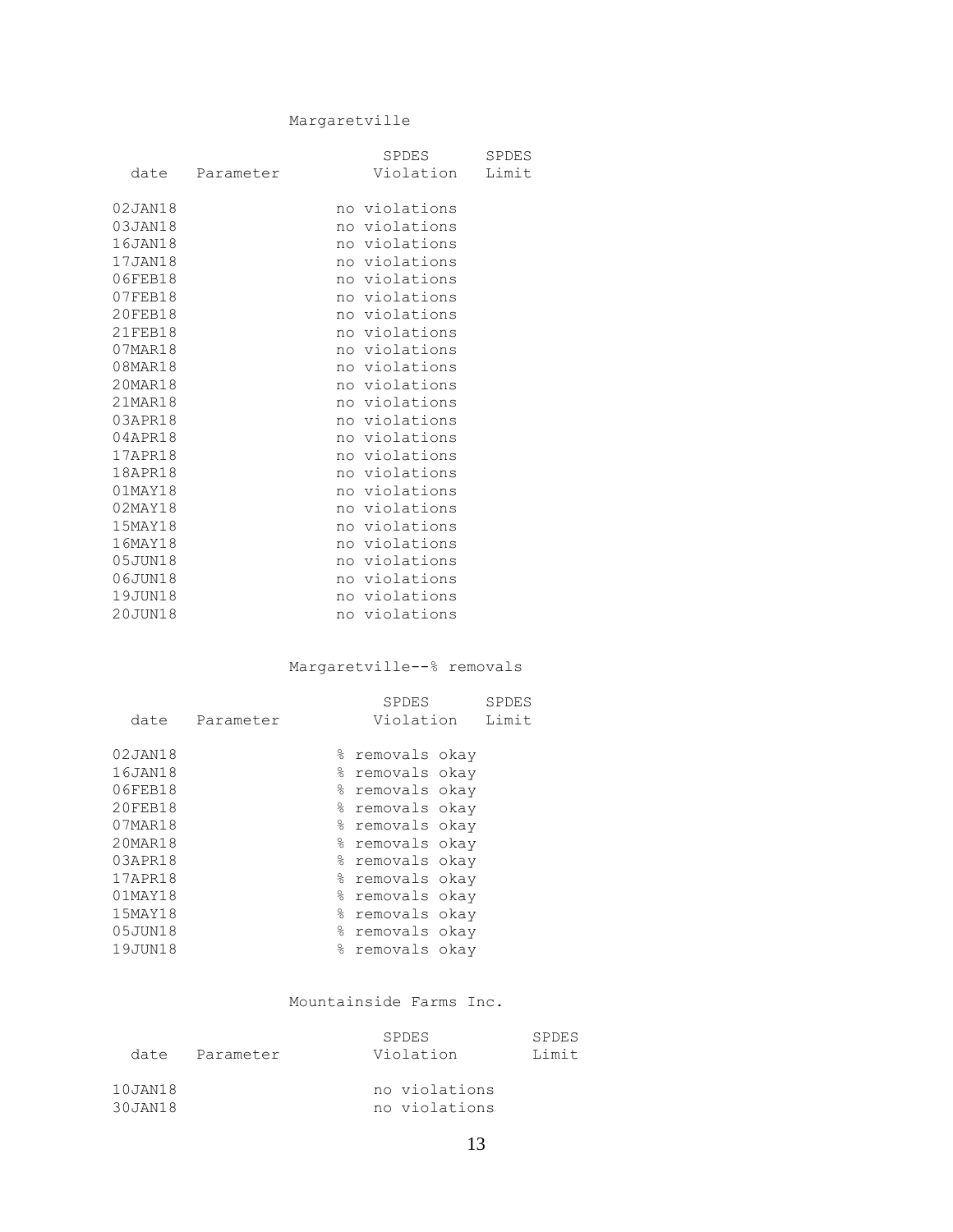## Margaretville

| date | Parameter | SPDES Violation | SPDES Limit |
|---|---|---|---|
| 02JAN18 | | no violations | |
| 03JAN18 | | no violations | |
| 16JAN18 | | no violations | |
| 17JAN18 | | no violations | |
| 06FEB18 | | no violations | |
| 07FEB18 | | no violations | |
| 20FEB18 | | no violations | |
| 21FEB18 | | no violations | |
| 07MAR18 | | no violations | |
| 08MAR18 | | no violations | |
| 20MAR18 | | no violations | |
| 21MAR18 | | no violations | |
| 03APR18 | | no violations | |
| 04APR18 | | no violations | |
| 17APR18 | | no violations | |
| 18APR18 | | no violations | |
| 01MAY18 | | no violations | |
| 02MAY18 | | no violations | |
| 15MAY18 | | no violations | |
| 16MAY18 | | no violations | |
| 05JUN18 | | no violations | |
| 06JUN18 | | no violations | |
| 19JUN18 | | no violations | |
| 20JUN18 | | no violations | |

## Margaretville--% removals

| date | Parameter | SPDES Violation | SPDES Limit |
|---|---|---|---|
| 02JAN18 | | % removals okay | |
| 16JAN18 | | % removals okay | |
| 06FEB18 | | % removals okay | |
| 20FEB18 | | % removals okay | |
| 07MAR18 | | % removals okay | |
| 20MAR18 | | % removals okay | |
| 03APR18 | | % removals okay | |
| 17APR18 | | % removals okay | |
| 01MAY18 | | % removals okay | |
| 15MAY18 | | % removals okay | |
| 05JUN18 | | % removals okay | |
| 19JUN18 | | % removals okay | |

## Mountainside Farms Inc.

| date | Parameter | SPDES Violation | SPDES Limit |
|---|---|---|---|
| 10JAN18 | | no violations | |
| 30JAN18 | | no violations | |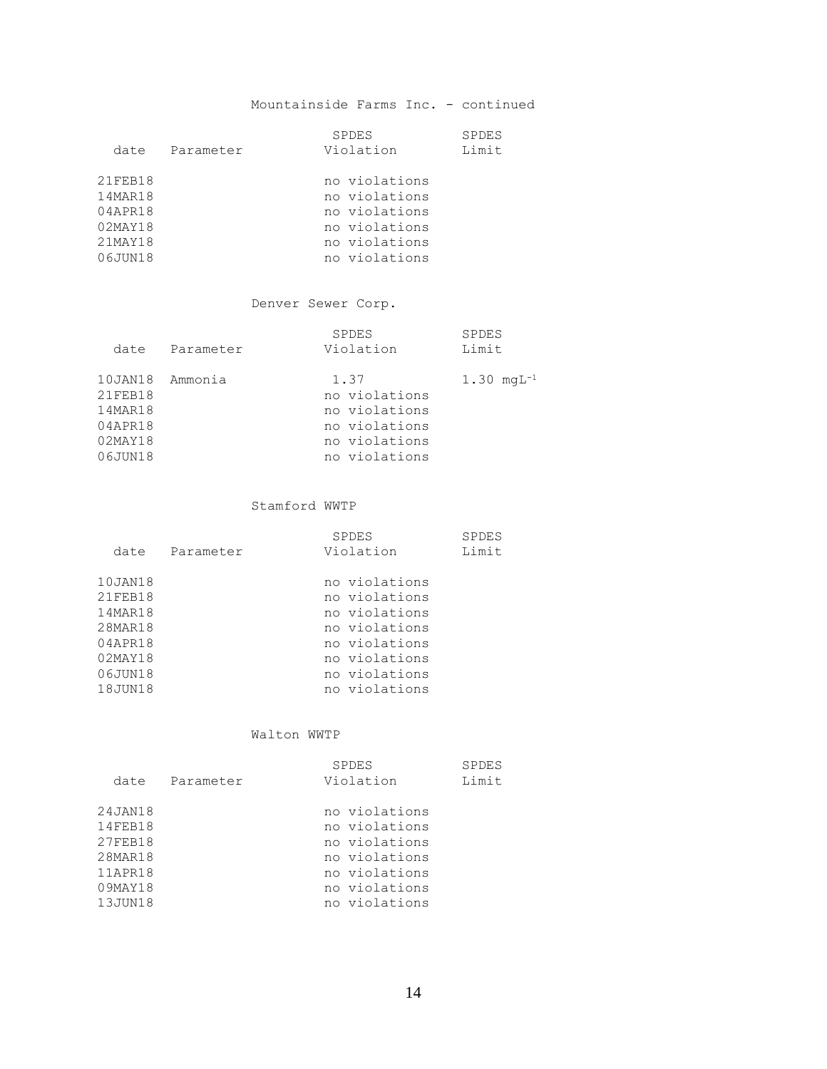Mountainside Farms Inc. - continued

| date | Parameter | SPDES Violation | SPDES Limit |
|---|---|---|---|
| 21FEB18 | | no violations | |
| 14MAR18 | | no violations | |
| 04APR18 | | no violations | |
| 02MAY18 | | no violations | |
| 21MAY18 | | no violations | |
| 06JUN18 | | no violations | |

Denver Sewer Corp.

| date | Parameter | SPDES Violation | SPDES Limit |
|---|---|---|---|
| 10JAN18 | Ammonia | 1.37 | 1.30 $mgL^{-1}$ |
| 21FEB18 | | no violations | |
| 14MAR18 | | no violations | |
| 04APR18 | | no violations | |
| 02MAY18 | | no violations | |
| 06JUN18 | | no violations | |

Stamford WWTP

| date | Parameter | SPDES Violation | SPDES Limit |
|---|---|---|---|
| 10JAN18 | | no violations | |
| 21FEB18 | | no violations | |
| 14MAR18 | | no violations | |
| 28MAR18 | | no violations | |
| 04APR18 | | no violations | |
| 02MAY18 | | no violations | |
| 06JUN18 | | no violations | |
| 18JUN18 | | no violations | |

Walton WWTP

| date | Parameter | SPDES Violation | SPDES Limit |
|---|---|---|---|
| 24JAN18 | | no violations | |
| 14FEB18 | | no violations | |
| 27FEB18 | | no violations | |
| 28MAR18 | | no violations | |
| 11APR18 | | no violations | |
| 09MAY18 | | no violations | |
| 13JUN18 | | no violations | |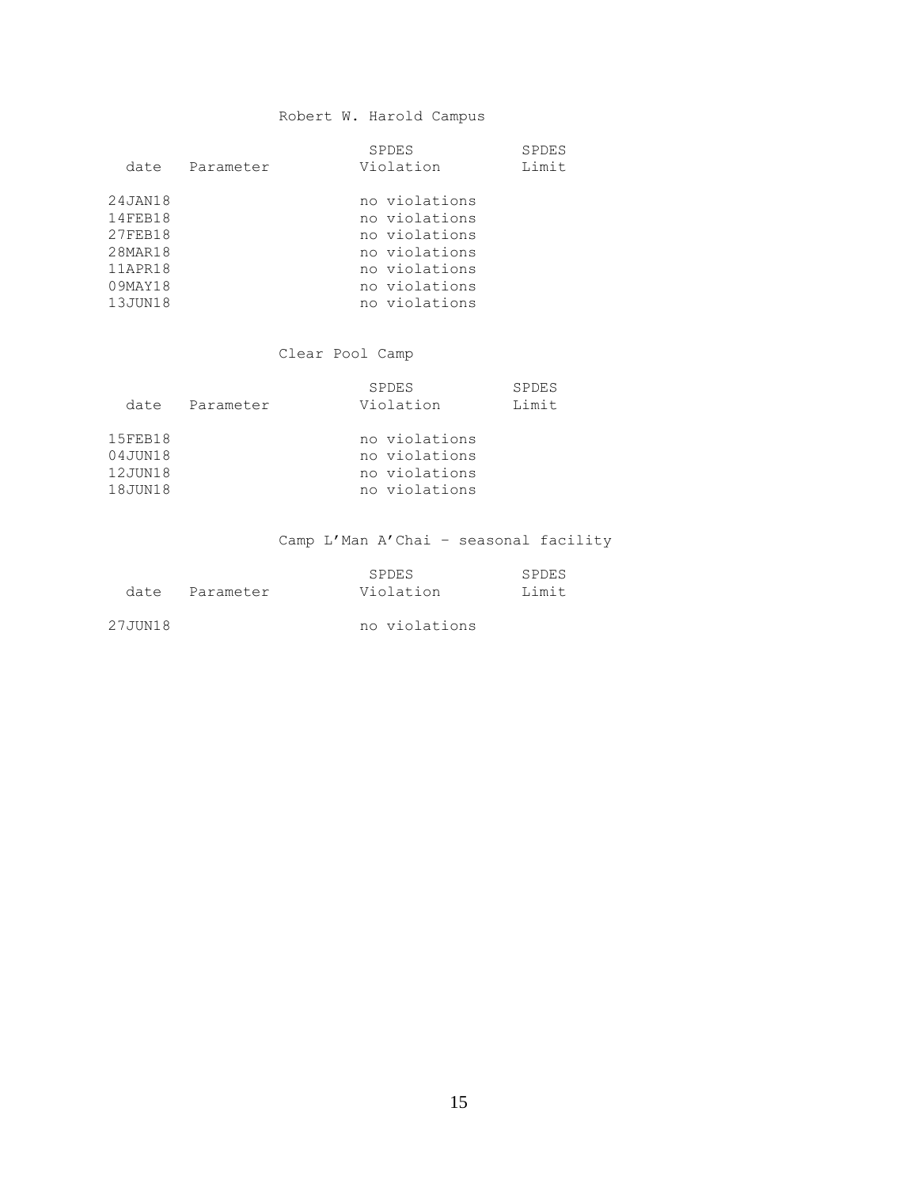### Robert W. Harold Campus

| date | Parameter | SPDES Violation | SPDES Limit |
|---|---|---|---|
| 24JAN18 | | no violations | |
| 14FEB18 | | no violations | |
| 27FEB18 | | no violations | |
| 28MAR18 | | no violations | |
| 11APR18 | | no violations | |
| 09MAY18 | | no violations | |
| 13JUN18 | | no violations | |

### Clear Pool Camp

| date | Parameter | SPDES Violation | SPDES Limit |
|---|---|---|---|
| 15FEB18 | | no violations | |
| 04JUN18 | | no violations | |
| 12JUN18 | | no violations | |
| 18JUN18 | | no violations | |

### Camp L'Man A'Chai – seasonal facility

| date | Parameter | SPDES Violation | SPDES Limit |
|---|---|---|---|
| 27JUN18 | | no violations | |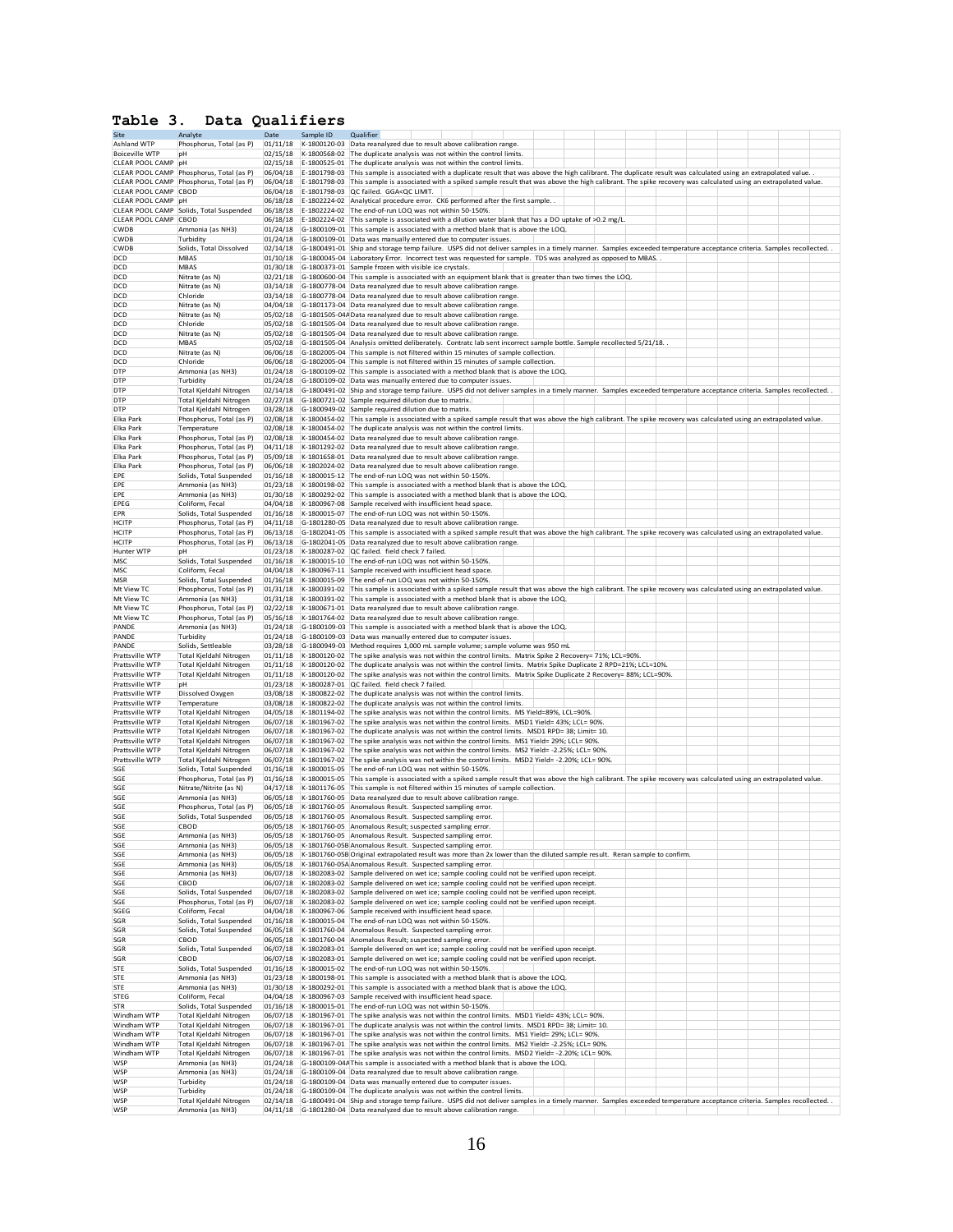# Table 3. Data Qualifiers

| Site | Analyte | Date | Sample ID | Qualifier |
|---|---|---|---|---|
| Ashland WTP | Phosphorus, Total (as P) | 01/11/18 | K-1800120-03 | Data reanalyzed due to result above calibration range. |
| Boiceville WTP | pH | 02/15/18 | K-1800568-02 | The duplicate analysis was not within the control limits. |
| CLEAR POOL CAMP | pH | 02/15/18 | E-1800525-01 | The duplicate analysis was not within the control limits. |
| CLEAR POOL CAMP | Phosphorus, Total (as P) | 06/04/18 | E-1801798-03 | This sample is associated with a duplicate result that was above the high calibrant. The duplicate result was calculated using an extrapolated value. . |
| CLEAR POOL CAMP | Phosphorus, Total (as P) | 06/04/18 | E-1801798-03 | This sample is associated with a spiked sample result that was above the high calibrant. The spike recovery was calculated using an extrapolated value. |
| CLEAR POOL CAMP | CBOD | 06/04/18 | E-1801798-03 | QC failed. GGA<QC LIMIT. |
| CLEAR POOL CAMP | pH | 06/18/18 | E-1802224-02 | Analytical procedure error. CK6 performed after the first sample. . |
| CLEAR POOL CAMP | Solids, Total Suspended | 06/18/18 | E-1802224-02 | The end-of-run LOQ was not within 50-150%. |
| CLEAR POOL CAMP | CBOD | 06/18/18 | E-1802224-02 | This sample is associated with a dilution water blank that has a DO uptake of >0.2 mg/L. |
| CWDB | Ammonia (as NH3) | 01/24/18 | G-1800109-01 | This sample is associated with a method blank that is above the LOQ. |
| CWDB | Turbidity | 01/24/18 | G-1800109-01 | Data was manually entered due to computer issues. |
| CWDB | Solids, Total Dissolved | 02/14/18 | G-1800491-01 | Ship and storage temp failure. USPS did not deliver samples in a timely manner. Samples exceeded temperature acceptance criteria. Samples recollected. . |
| DCD | MBAS | 01/10/18 | G-1800045-04 | Laboratory Error. Incorrect test was requested for sample. TDS was analyzed as opposed to MBAS. . |
| DCD | MBAS | 01/30/18 | G-1800373-01 | Sample frozen with visible ice crystals. |
| DCD | Nitrate (as N) | 02/21/18 | G-1800600-04 | This sample is associated with an equipment blank that is greater than two times the LOQ. |
| DCD | Nitrate (as N) | 03/14/18 | G-1800778-04 | Data reanalyzed due to result above calibration range. |
| DCD | Chloride | 03/14/18 | G-1800778-04 | Data reanalyzed due to result above calibration range. |
| DCD | Nitrate (as N) | 04/04/18 | G-1801173-04 | Data reanalyzed due to result above calibration range. |
| DCD | Nitrate (as N) | 05/02/18 | G-1801505-04A | Data reanalyzed due to result above calibration range. |
| DCD | Chloride | 05/02/18 | G-1801505-04 | Data reanalyzed due to result above calibration range. |
| DCD | Nitrate (as N) | 05/02/18 | G-1801505-04 | Data reanalyzed due to result above calibration range. |
| DCD | MBAS | 05/02/18 | G-1801505-04 | Analysis omitted deliberately. Contratc lab sent incorrect sample bottle. Sample recollected 5/21/18. . |
| DCD | Nitrate (as N) | 06/06/18 | G-1802005-04 | This sample is not filtered within 15 minutes of sample collection. |
| DCD | Chloride | 06/06/18 | G-1802005-04 | This sample is not filtered within 15 minutes of sample collection. |
| DTP | Ammonia (as NH3) | 01/24/18 | G-1800109-02 | This sample is associated with a method blank that is above the LOQ. |
| DTP | Turbidity | 01/24/18 | G-1800109-02 | Data was manually entered due to computer issues. |
| DTP | Total Kjeldahl Nitrogen | 02/14/18 | G-1800491-02 | Ship and storage temp failure. USPS did not deliver samples in a timely manner. Samples exceeded temperature acceptance criteria. Samples recollected. . |
| DTP | Total Kjeldahl Nitrogen | 02/27/18 | G-1800721-02 | Sample required dilution due to matrix. |
| DTP | Total Kjeldahl Nitrogen | 03/28/18 | G-1800949-02 | Sample required dilution due to matrix. |
| Elka Park | Phosphorus, Total (as P) | 02/08/18 | K-1800454-02 | This sample is associated with a spiked sample result that was above the high calibrant. The spike recovery was calculated using an extrapolated value. |
| Elka Park | Temperature | 02/08/18 | K-1800454-02 | The duplicate analysis was not within the control limits. |
| Elka Park | Phosphorus, Total (as P) | 02/08/18 | K-1800454-02 | Data reanalyzed due to result above calibration range. |
| Elka Park | Phosphorus, Total (as P) | 04/11/18 | K-1801292-02 | Data reanalyzed due to result above calibration range. |
| Elka Park | Phosphorus, Total (as P) | 05/09/18 | K-1801658-01 | Data reanalyzed due to result above calibration range. |
| Elka Park | Phosphorus, Total (as P) | 06/06/18 | K-1802024-02 | Data reanalyzed due to result above calibration range. |
| EPE | Solids, Total Suspended | 01/16/18 | K-1800015-12 | The end-of-run LOQ was not within 50-150%. |
| EPE | Ammonia (as NH3) | 01/23/18 | K-1800198-02 | This sample is associated with a method blank that is above the LOQ. |
| EPE | Ammonia (as NH3) | 01/30/18 | K-1800292-02 | This sample is associated with a method blank that is above the LOQ. |
| EPEG | Coliform, Fecal | 04/04/18 | K-1800967-08 | Sample received with insufficient head space. |
| EPR | Solids, Total Suspended | 01/16/18 | K-1800015-07 | The end-of-run LOQ was not within 50-150%. |
| HCITP | Phosphorus, Total (as P) | 04/11/18 | G-1801280-05 | Data reanalyzed due to result above calibration range. |
| HCITP | Phosphorus, Total (as P) | 06/13/18 | G-1802041-05 | This sample is associated with a spiked sample result that was above the high calibrant. The spike recovery was calculated using an extrapolated value. |
| HCITP | Phosphorus, Total (as P) | 06/13/18 | G-1802041-05 | Data reanalyzed due to result above calibration range. |
| Hunter WTP | pH | 01/23/18 | K-1800287-02 | QC failed. field check 7 failed. |
| MSC | Solids, Total Suspended | 01/16/18 | K-1800015-10 | The end-of-run LOQ was not within 50-150%. |
| MSC | Coliform, Fecal | 04/04/18 | K-1800967-11 | Sample received with insufficient head space. |
| MSR | Solids, Total Suspended | 01/16/18 | K-1800015-09 | The end-of-run LOQ was not within 50-150%. |
| Mt View TC | Phosphorus, Total (as P) | 01/31/18 | K-1800391-02 | This sample is associated with a spiked sample result that was above the high calibrant. The spike recovery was calculated using an extrapolated value. |
| Mt View TC | Ammonia (as NH3) | 01/31/18 | K-1800391-02 | This sample is associated with a method blank that is above the LOQ. |
| Mt View TC | Phosphorus, Total (as P) | 02/22/18 | K-1800671-01 | Data reanalyzed due to result above calibration range. |
| Mt View TC | Phosphorus, Total (as P) | 05/16/18 | K-1801764-02 | Data reanalyzed due to result above calibration range. |
| PANDE | Ammonia (as NH3) | 01/24/18 | G-1800109-03 | This sample is associated with a method blank that is above the LOQ. |
| PANDE | Turbidity | 01/24/18 | G-1800109-03 | Data was manually entered due to computer issues. |
| PANDE | Solids, Settleable | 03/28/18 | G-1800949-03 | Method requires 1,000 mL sample volume; sample volume was 950 mL |
| Prattsville WTP | Total Kjeldahl Nitrogen | 01/11/18 | K-1800120-02 | The spike analysis was not within the control limits. Matrix Spike 2 Recovery= 71%; LCL=90%. |
| Prattsville WTP | Total Kjeldahl Nitrogen | 01/11/18 | K-1800120-02 | The duplicate analysis was not within the control limits. Matrix Spike Duplicate 2 RPD=21%; LCL=10%. |
| Prattsville WTP | Total Kjeldahl Nitrogen | 01/11/18 | K-1800120-02 | The spike analysis was not within the control limits. Matrix Spike Duplicate 2 Recovery= 88%; LCL=90%. |
| Prattsville WTP | pH | 01/23/18 | K-1800287-01 | QC failed. field check 7 failed. |
| Prattsville WTP | Dissolved Oxygen | 03/08/18 | K-1800822-02 | The duplicate analysis was not within the control limits. |
| Prattsville WTP | Temperature | 03/08/18 | K-1800822-02 | The duplicate analysis was not within the control limits. |
| Prattsville WTP | Total Kjeldahl Nitrogen | 04/05/18 | K-1801194-02 | The spike analysis was not within the control limits. MS Yield=89%, LCL=90%. |
| Prattsville WTP | Total Kjeldahl Nitrogen | 06/07/18 | K-1801967-02 | The spike analysis was not within the control limits. MSD1 Yield= 43%; LCL= 90%. |
| Prattsville WTP | Total Kjeldahl Nitrogen | 06/07/18 | K-1801967-02 | The duplicate analysis was not within the control limits. MSD1 RPD= 38; Limit= 10. |
| Prattsville WTP | Total Kjeldahl Nitrogen | 06/07/18 | K-1801967-02 | The spike analysis was not within the control limits. MS1 Yield= 29%; LCL= 90%. |
| Prattsville WTP | Total Kjeldahl Nitrogen | 06/07/18 | K-1801967-02 | The spike analysis was not within the control limits. MS2 Yield= -2.25%; LCL= 90%. |
| Prattsville WTP | Total Kjeldahl Nitrogen | 06/07/18 | K-1801967-02 | The spike analysis was not within the control limits. MSD2 Yield= -2.20%; LCL= 90%. |
| SGE | Solids, Total Suspended | 01/16/18 | K-1800015-05 | The end-of-run LOQ was not within 50-150%. |
| SGE | Phosphorus, Total (as P) | 01/16/18 | K-1800015-05 | This sample is associated with a spiked sample result that was above the high calibrant. The spike recovery was calculated using an extrapolated value. |
| SGE | Nitrate/Nitrite (as N) | 04/17/18 | K-1801176-05 | This sample is not filtered within 15 minutes of sample collection. |
| SGE | Ammonia (as NH3) | 06/05/18 | K-1801760-05 | Data reanalyzed due to result above calibration range. |
| SGE | Phosphorus, Total (as P) | 06/05/18 | K-1801760-05 | Anomalous Result. Suspected sampling error. |
| SGE | Solids, Total Suspended | 06/05/18 | K-1801760-05 | Anomalous Result. Suspected sampling error. |
| SGE | CBOD | 06/05/18 | K-1801760-05 | Anomalous Result; suspected sampling error. |
| SGE | Ammonia (as NH3) | 06/05/18 | K-1801760-05 | Anomalous Result. Suspected sampling error. |
| SGE | Ammonia (as NH3) | 06/05/18 | K-1801760-05B | Anomalous Result. Suspected sampling error. |
| SGE | Ammonia (as NH3) | 06/05/18 | K-1801760-05B | Original extrapolated result was more than 2x lower than the diluted sample result. Reran sample to confirm. |
| SGE | Ammonia (as NH3) | 06/05/18 | K-1801760-05A | Anomalous Result. Suspected sampling error. |
| SGE | Ammonia (as NH3) | 06/07/18 | K-1802083-02 | Sample delivered on wet ice; sample cooling could not be verified upon receipt. |
| SGE | CBOD | 06/07/18 | K-1802083-02 | Sample delivered on wet ice; sample cooling could not be verified upon receipt. |
| SGE | Solids, Total Suspended | 06/07/18 | K-1802083-02 | Sample delivered on wet ice; sample cooling could not be verified upon receipt. |
| SGE | Phosphorus, Total (as P) | 06/07/18 | K-1802083-02 | Sample delivered on wet ice; sample cooling could not be verified upon receipt. |
| SGEG | Coliform, Fecal | 04/04/18 | K-1800967-06 | Sample received with insufficient head space. |
| SGR | Solids, Total Suspended | 01/16/18 | K-1800015-04 | The end-of-run LOQ was not within 50-150%. |
| SGR | Solids, Total Suspended | 06/05/18 | K-1801760-04 | Anomalous Result. Suspected sampling error. |
| SGR | CBOD | 06/05/18 | K-1801760-04 | Anomalous Result; suspected sampling error. |
| SGR | Solids, Total Suspended | 06/07/18 | K-1802083-01 | Sample delivered on wet ice; sample cooling could not be verified upon receipt. |
| SGR | CBOD | 06/07/18 | K-1802083-01 | Sample delivered on wet ice; sample cooling could not be verified upon receipt. |
| STE | Solids, Total Suspended | 01/16/18 | K-1800015-02 | The end-of-run LOQ was not within 50-150%. |
| STE | Ammonia (as NH3) | 01/23/18 | K-1800198-01 | This sample is associated with a method blank that is above the LOQ. |
| STE | Ammonia (as NH3) | 01/30/18 | K-1800292-01 | This sample is associated with a method blank that is above the LOQ. |
| STEG | Coliform, Fecal | 04/04/18 | K-1800967-03 | Sample received with insufficient head space. |
| STR | Solids, Total Suspended | 01/16/18 | K-1800015-01 | The end-of-run LOQ was not within 50-150%. |
| Windham WTP | Total Kjeldahl Nitrogen | 06/07/18 | K-1801967-01 | The spike analysis was not within the control limits. MSD1 Yield= 43%; LCL= 90%. |
| Windham WTP | Total Kjeldahl Nitrogen | 06/07/18 | K-1801967-01 | The duplicate analysis was not within the control limits. MSD1 RPD= 38; Limit= 10. |
| Windham WTP | Total Kjeldahl Nitrogen | 06/07/18 | K-1801967-01 | The spike analysis was not within the control limits. MS1 Yield= 29%; LCL= 90%. |
| Windham WTP | Total Kjeldahl Nitrogen | 06/07/18 | K-1801967-01 | The spike analysis was not within the control limits. MS2 Yield= -2.25%; LCL= 90%. |
| Windham WTP | Total Kjeldahl Nitrogen | 06/07/18 | K-1801967-01 | The spike analysis was not within the control limits. MSD2 Yield= -2.20%; LCL= 90%. |
| WSP | Ammonia (as NH3) | 01/24/18 | G-1800109-04A | This sample is associated with a method blank that is above the LOQ. |
| WSP | Ammonia (as NH3) | 01/24/18 | G-1800109-04 | Data reanalyzed due to result above calibration range. |
| WSP | Turbidity | 01/24/18 | G-1800109-04 | Data was manually entered due to computer issues. |
| WSP | Turbidity | 01/24/18 | G-1800109-04 | The duplicate analysis was not within the control limits. |
| WSP | Total Kjeldahl Nitrogen | 02/14/18 | G-1800491-04 | Ship and storage temp failure. USPS did not deliver samples in a timely manner. Samples exceeded temperature acceptance criteria. Samples recollected. . |
| WSP | Ammonia (as NH3) | 04/11/18 | G-1801280-04 | Data reanalyzed due to result above calibration range. |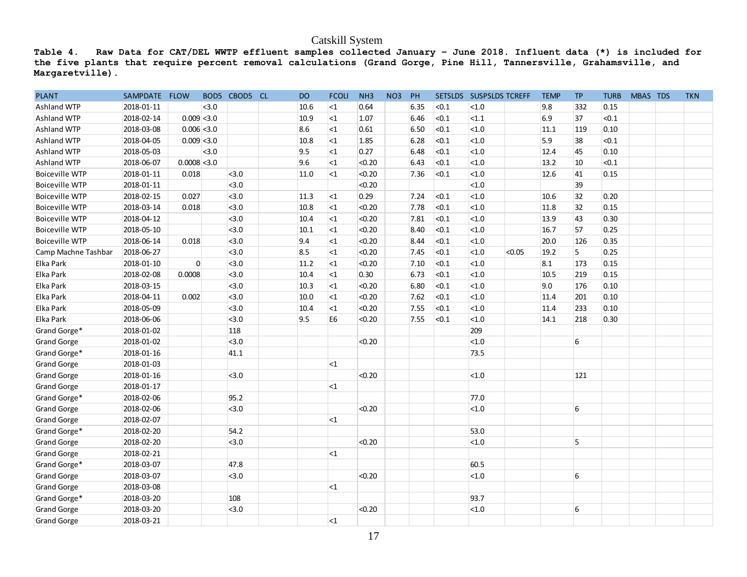# Catskill System

**Table 4. Raw Data for CAT/DEL WWTP effluent samples collected January – June 2018. Influent data (*) is included for the five plants that require percent removal calculations (Grand Gorge, Pine Hill, Tannersville, Grahamsville, and Margaretville).**

| PLANT | SAMPDATE | FLOW | BOD5 | CBOD5 | CL | DO | FCOLI | NH3 | NO3 | PH | SETSLDS | SUSPSLDS | TCREFF | TEMP | TP | TURB | MBAS | TDS | TKN |
|---|---|---|---|---|---|---|---|---|---|---|---|---|---|---|---|---|---|---|---|
| Ashland WTP | 2018-01-11 | | <3.0 | | | 10.6 | <1 | 0.64 | | 6.35 | <0.1 | <1.0 | | 9.8 | 332 | 0.15 | | | |
| Ashland WTP | 2018-02-14 | 0.009 | <3.0 | | | 10.9 | <1 | 1.07 | | 6.46 | <0.1 | <1.1 | | 6.9 | 37 | <0.1 | | | |
| Ashland WTP | 2018-03-08 | 0.006 | <3.0 | | | 8.6 | <1 | 0.61 | | 6.50 | <0.1 | <1.0 | | 11.1 | 119 | 0.10 | | | |
| Ashland WTP | 2018-04-05 | 0.009 | <3.0 | | | 10.8 | <1 | 1.85 | | 6.28 | <0.1 | <1.0 | | 5.9 | 38 | <0.1 | | | |
| Ashland WTP | 2018-05-03 | | <3.0 | | | 9.5 | <1 | 0.27 | | 6.48 | <0.1 | <1.0 | | 12.4 | 45 | 0.10 | | | |
| Ashland WTP | 2018-06-07 | 0.0008 | <3.0 | | | 9.6 | <1 | <0.20 | | 6.43 | <0.1 | <1.0 | | 13.2 | 10 | <0.1 | | | |
| Boiceville WTP | 2018-01-11 | 0.018 | | <3.0 | | 11.0 | <1 | <0.20 | | 7.36 | <0.1 | <1.0 | | 12.6 | 41 | 0.15 | | | |
| Boiceville WTP | 2018-01-11 | | | <3.0 | | | | <0.20 | | | | <1.0 | | | 39 | | | | |
| Boiceville WTP | 2018-02-15 | 0.027 | | <3.0 | | 11.3 | <1 | 0.29 | | 7.24 | <0.1 | <1.0 | | 10.6 | 32 | 0.20 | | | |
| Boiceville WTP | 2018-03-14 | 0.018 | | <3.0 | | 10.8 | <1 | <0.20 | | 7.78 | <0.1 | <1.0 | | 11.8 | 32 | 0.15 | | | |
| Boiceville WTP | 2018-04-12 | | | <3.0 | | 10.4 | <1 | <0.20 | | 7.81 | <0.1 | <1.0 | | 13.9 | 43 | 0.30 | | | |
| Boiceville WTP | 2018-05-10 | | | <3.0 | | 10.1 | <1 | <0.20 | | 8.40 | <0.1 | <1.0 | | 16.7 | 57 | 0.25 | | | |
| Boiceville WTP | 2018-06-14 | 0.018 | | <3.0 | | 9.4 | <1 | <0.20 | | 8.44 | <0.1 | <1.0 | | 20.0 | 126 | 0.35 | | | |
| Camp Machne Tashbar | 2018-06-27 | | | <3.0 | | 8.5 | <1 | <0.20 | | 7.45 | <0.1 | <1.0 | <0.05 | 19.2 | 5 | 0.25 | | | |
| Elka Park | 2018-01-10 | 0 | | <3.0 | | 11.2 | <1 | <0.20 | | 7.10 | <0.1 | <1.0 | | 8.1 | 173 | 0.15 | | | |
| Elka Park | 2018-02-08 | 0.0008 | | <3.0 | | 10.4 | <1 | 0.30 | | 6.73 | <0.1 | <1.0 | | 10.5 | 219 | 0.15 | | | |
| Elka Park | 2018-03-15 | | | <3.0 | | 10.3 | <1 | <0.20 | | 6.80 | <0.1 | <1.0 | | 9.0 | 176 | 0.10 | | | |
| Elka Park | 2018-04-11 | 0.002 | | <3.0 | | 10.0 | <1 | <0.20 | | 7.62 | <0.1 | <1.0 | | 11.4 | 201 | 0.10 | | | |
| Elka Park | 2018-05-09 | | | <3.0 | | 10.4 | <1 | <0.20 | | 7.55 | <0.1 | <1.0 | | 11.4 | 233 | 0.10 | | | |
| Elka Park | 2018-06-06 | | | <3.0 | | 9.5 | E6 | <0.20 | | 7.55 | <0.1 | <1.0 | | 14.1 | 218 | 0.30 | | | |
| Grand Gorge* | 2018-01-02 | | | 118 | | | | | | | | 209 | | | | | | | |
| Grand Gorge | 2018-01-02 | | | <3.0 | | | | <0.20 | | | | <1.0 | | | 6 | | | | |
| Grand Gorge* | 2018-01-16 | | | 41.1 | | | | | | | | 73.5 | | | | | | | |
| Grand Gorge | 2018-01-03 | | | | | | <1 | | | | | | | | | | | | |
| Grand Gorge | 2018-01-16 | | | <3.0 | | | | <0.20 | | | | <1.0 | | | 121 | | | | |
| Grand Gorge | 2018-01-17 | | | | | | <1 | | | | | | | | | | | | |
| Grand Gorge* | 2018-02-06 | | | 95.2 | | | | | | | | 77.0 | | | | | | | |
| Grand Gorge | 2018-02-06 | | | <3.0 | | | | <0.20 | | | | <1.0 | | | 6 | | | | |
| Grand Gorge | 2018-02-07 | | | | | | <1 | | | | | | | | | | | | |
| Grand Gorge* | 2018-02-20 | | | 54.2 | | | | | | | | 53.0 | | | | | | | |
| Grand Gorge | 2018-02-20 | | | <3.0 | | | | <0.20 | | | | <1.0 | | | 5 | | | | |
| Grand Gorge | 2018-02-21 | | | | | | <1 | | | | | | | | | | | | |
| Grand Gorge* | 2018-03-07 | | | 47.8 | | | | | | | | 60.5 | | | | | | | |
| Grand Gorge | 2018-03-07 | | | <3.0 | | | | <0.20 | | | | <1.0 | | | 6 | | | | |
| Grand Gorge | 2018-03-08 | | | | | | <1 | | | | | | | | | | | | |
| Grand Gorge* | 2018-03-20 | | | 108 | | | | | | | | 93.7 | | | | | | | |
| Grand Gorge | 2018-03-20 | | | <3.0 | | | | <0.20 | | | | <1.0 | | | 6 | | | | |
| Grand Gorge | 2018-03-21 | | | | | | <1 | | | | | | | | | | | | |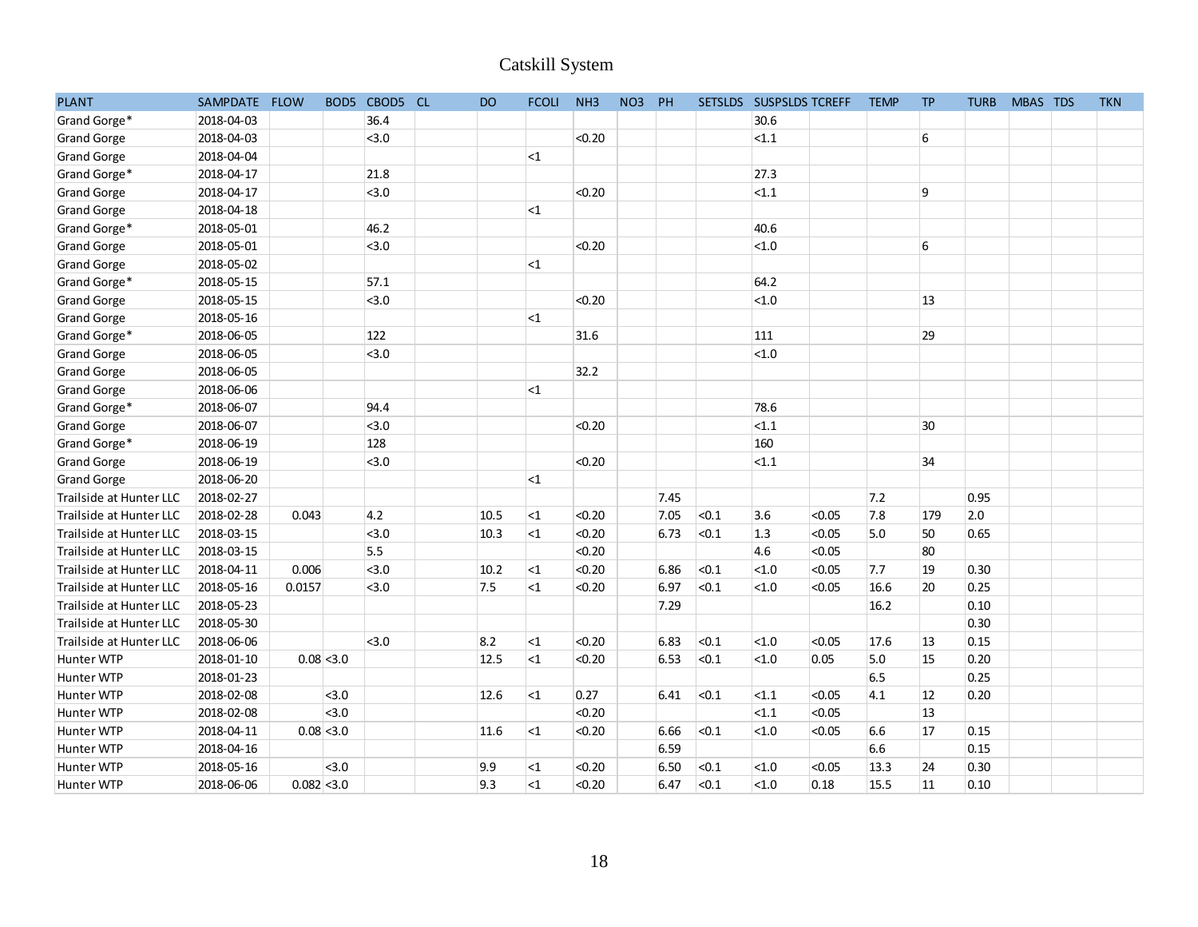# Catskill System

| PLANT | SAMPDATE | FLOW | BOD5 | CBOD5 | CL | DO | FCOLI | NH3 | NO3 | PH | SETSLDS | SUSPSLDS | TCREFF | TEMP | TP | TURB | MBAS | TDS | TKN |
|---|---|---|---|---|---|---|---|---|---|---|---|---|---|---|---|---|---|---|---|
| Grand Gorge* | 2018-04-03 | | | 36.4 | | | | | | | | 30.6 | | | | | | | |
| Grand Gorge | 2018-04-03 | | | <3.0 | | | | <0.20 | | | | <1.1 | | | 6 | | | | |
| Grand Gorge | 2018-04-04 | | | | | | <1 | | | | | | | | | | | | |
| Grand Gorge* | 2018-04-17 | | | 21.8 | | | | | | | | 27.3 | | | | | | | |
| Grand Gorge | 2018-04-17 | | | <3.0 | | | | <0.20 | | | | <1.1 | | | 9 | | | | |
| Grand Gorge | 2018-04-18 | | | | | | <1 | | | | | | | | | | | | |
| Grand Gorge* | 2018-05-01 | | | 46.2 | | | | | | | | 40.6 | | | | | | | |
| Grand Gorge | 2018-05-01 | | | <3.0 | | | | <0.20 | | | | <1.0 | | | 6 | | | | |
| Grand Gorge | 2018-05-02 | | | | | | <1 | | | | | | | | | | | | |
| Grand Gorge* | 2018-05-15 | | | 57.1 | | | | | | | | 64.2 | | | | | | | |
| Grand Gorge | 2018-05-15 | | | <3.0 | | | | <0.20 | | | | <1.0 | | | 13 | | | | |
| Grand Gorge | 2018-05-16 | | | | | | <1 | | | | | | | | | | | | |
| Grand Gorge* | 2018-06-05 | | | 122 | | | | 31.6 | | | | 111 | | | 29 | | | | |
| Grand Gorge | 2018-06-05 | | | <3.0 | | | | | | | | <1.0 | | | | | | | |
| Grand Gorge | 2018-06-05 | | | | | | | 32.2 | | | | | | | | | | | |
| Grand Gorge | 2018-06-06 | | | | | | <1 | | | | | | | | | | | | |
| Grand Gorge* | 2018-06-07 | | | 94.4 | | | | | | | | 78.6 | | | | | | | |
| Grand Gorge | 2018-06-07 | | | <3.0 | | | | <0.20 | | | | <1.1 | | | 30 | | | | |
| Grand Gorge* | 2018-06-19 | | | 128 | | | | | | | | 160 | | | | | | | |
| Grand Gorge | 2018-06-19 | | | <3.0 | | | | <0.20 | | | | <1.1 | | | 34 | | | | |
| Grand Gorge | 2018-06-20 | | | | | | <1 | | | | | | | | | | | | |
| Trailside at Hunter LLC | 2018-02-27 | | | | | | | | | 7.45 | | | | 7.2 | | 0.95 | | | |
| Trailside at Hunter LLC | 2018-02-28 | 0.043 | | 4.2 | | 10.5 | <1 | <0.20 | | 7.05 | <0.1 | 3.6 | <0.05 | 7.8 | 179 | 2.0 | | | |
| Trailside at Hunter LLC | 2018-03-15 | | | <3.0 | | 10.3 | <1 | <0.20 | | 6.73 | <0.1 | 1.3 | <0.05 | 5.0 | 50 | 0.65 | | | |
| Trailside at Hunter LLC | 2018-03-15 | | | 5.5 | | | | <0.20 | | | | 4.6 | <0.05 | | 80 | | | | |
| Trailside at Hunter LLC | 2018-04-11 | 0.006 | | <3.0 | | 10.2 | <1 | <0.20 | | 6.86 | <0.1 | <1.0 | <0.05 | 7.7 | 19 | 0.30 | | | |
| Trailside at Hunter LLC | 2018-05-16 | 0.0157 | | <3.0 | | 7.5 | <1 | <0.20 | | 6.97 | <0.1 | <1.0 | <0.05 | 16.6 | 20 | 0.25 | | | |
| Trailside at Hunter LLC | 2018-05-23 | | | | | | | | | 7.29 | | | | 16.2 | | 0.10 | | | |
| Trailside at Hunter LLC | 2018-05-30 | | | | | | | | | | | | | | | 0.30 | | | |
| Trailside at Hunter LLC | 2018-06-06 | | | <3.0 | | 8.2 | <1 | <0.20 | | 6.83 | <0.1 | <1.0 | <0.05 | 17.6 | 13 | 0.15 | | | |
| Hunter WTP | 2018-01-10 | 0.08 | <3.0 | | | 12.5 | <1 | <0.20 | | 6.53 | <0.1 | <1.0 | 0.05 | 5.0 | 15 | 0.20 | | | |
| Hunter WTP | 2018-01-23 | | | | | | | | | | | | | 6.5 | | 0.25 | | | |
| Hunter WTP | 2018-02-08 | | <3.0 | | | 12.6 | <1 | 0.27 | | 6.41 | <0.1 | <1.1 | <0.05 | 4.1 | 12 | 0.20 | | | |
| Hunter WTP | 2018-02-08 | | <3.0 | | | | | <0.20 | | | | <1.1 | <0.05 | | 13 | | | | |
| Hunter WTP | 2018-04-11 | 0.08 | <3.0 | | | 11.6 | <1 | <0.20 | | 6.66 | <0.1 | <1.0 | <0.05 | 6.6 | 17 | 0.15 | | | |
| Hunter WTP | 2018-04-16 | | | | | | | | | 6.59 | | | | 6.6 | | 0.15 | | | |
| Hunter WTP | 2018-05-16 | | <3.0 | | | 9.9 | <1 | <0.20 | | 6.50 | <0.1 | <1.0 | <0.05 | 13.3 | 24 | 0.30 | | | |
| Hunter WTP | 2018-06-06 | 0.082 | <3.0 | | | 9.3 | <1 | <0.20 | | 6.47 | <0.1 | <1.0 | 0.18 | 15.5 | 11 | 0.10 | | | |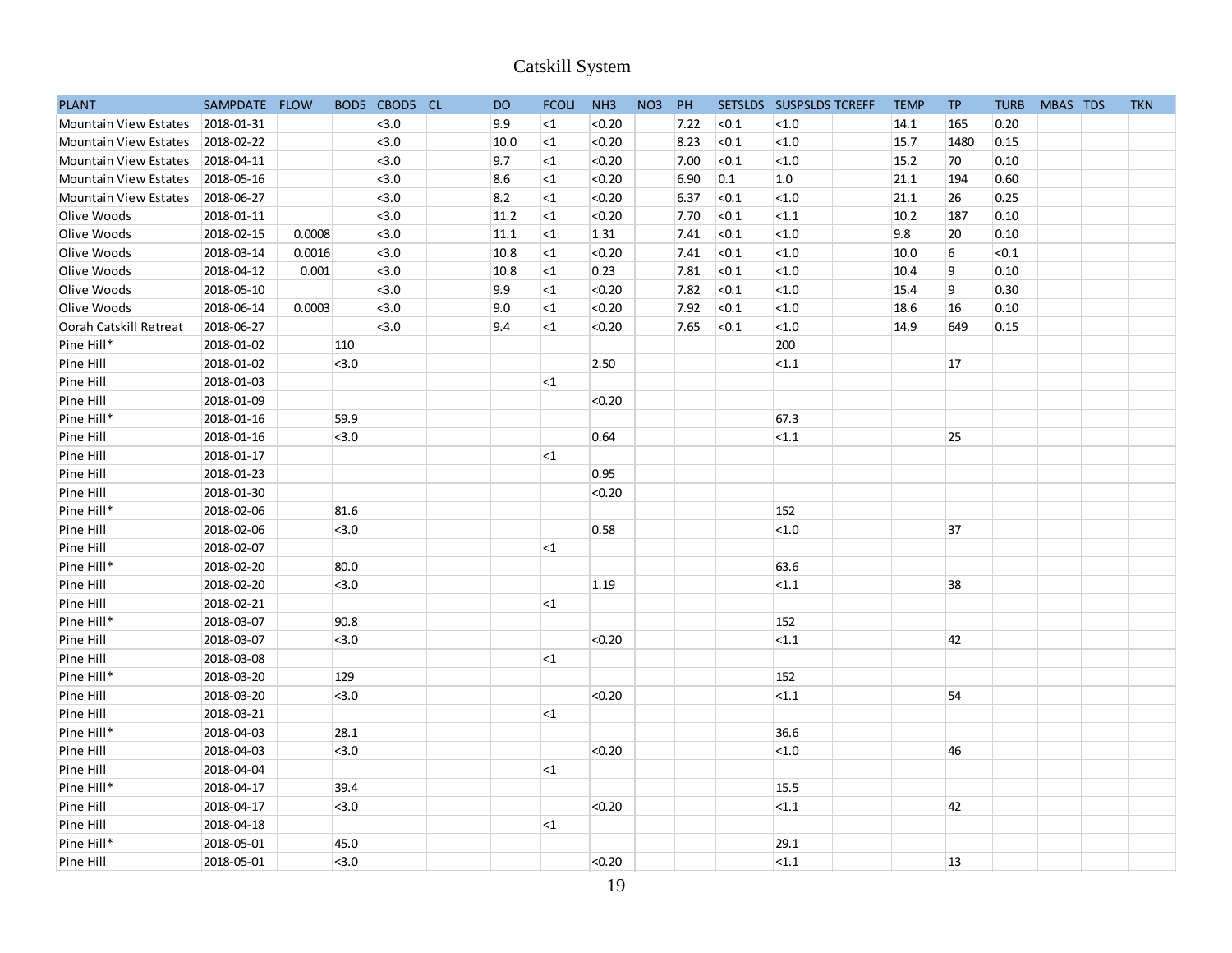# Catskill System

| PLANT | SAMPDATE | FLOW | BOD5 | CBOD5 | CL | DO | FCOLI | NH3 | NO3 | PH | SETSLDS | SUSPSLDS | TCREFF | TEMP | TP | TURB | MBAS | TDS | TKN |
|---|---|---|---|---|---|---|---|---|---|---|---|---|---|---|---|---|---|---|---|
| Mountain View Estates | 2018-01-31 | | | <3.0 | | 9.9 | <1 | <0.20 | | 7.22 | <0.1 | <1.0 | | 14.1 | 165 | 0.20 | | | |
| Mountain View Estates | 2018-02-22 | | | <3.0 | | 10.0 | <1 | <0.20 | | 8.23 | <0.1 | <1.0 | | 15.7 | 1480 | 0.15 | | | |
| Mountain View Estates | 2018-04-11 | | | <3.0 | | 9.7 | <1 | <0.20 | | 7.00 | <0.1 | <1.0 | | 15.2 | 70 | 0.10 | | | |
| Mountain View Estates | 2018-05-16 | | | <3.0 | | 8.6 | <1 | <0.20 | | 6.90 | 0.1 | 1.0 | | 21.1 | 194 | 0.60 | | | |
| Mountain View Estates | 2018-06-27 | | | <3.0 | | 8.2 | <1 | <0.20 | | 6.37 | <0.1 | <1.0 | | 21.1 | 26 | 0.25 | | | |
| Olive Woods | 2018-01-11 | | | <3.0 | | 11.2 | <1 | <0.20 | | 7.70 | <0.1 | <1.1 | | 10.2 | 187 | 0.10 | | | |
| Olive Woods | 2018-02-15 | 0.0008 | | <3.0 | | 11.1 | <1 | 1.31 | | 7.41 | <0.1 | <1.0 | | 9.8 | 20 | 0.10 | | | |
| Olive Woods | 2018-03-14 | 0.0016 | | <3.0 | | 10.8 | <1 | <0.20 | | 7.41 | <0.1 | <1.0 | | 10.0 | 6 | <0.1 | | | |
| Olive Woods | 2018-04-12 | 0.001 | | <3.0 | | 10.8 | <1 | 0.23 | | 7.81 | <0.1 | <1.0 | | 10.4 | 9 | 0.10 | | | |
| Olive Woods | 2018-05-10 | | | <3.0 | | 9.9 | <1 | <0.20 | | 7.82 | <0.1 | <1.0 | | 15.4 | 9 | 0.30 | | | |
| Olive Woods | 2018-06-14 | 0.0003 | | <3.0 | | 9.0 | <1 | <0.20 | | 7.92 | <0.1 | <1.0 | | 18.6 | 16 | 0.10 | | | |
| Oorah Catskill Retreat | 2018-06-27 | | | <3.0 | | 9.4 | <1 | <0.20 | | 7.65 | <0.1 | <1.0 | | 14.9 | 649 | 0.15 | | | |
| Pine Hill* | 2018-01-02 | | 110 | | | | | | | | | 200 | | | | | | | |
| Pine Hill | 2018-01-02 | | <3.0 | | | | | 2.50 | | | | <1.1 | | | 17 | | | | |
| Pine Hill | 2018-01-03 | | | | | | <1 | | | | | | | | | | | | |
| Pine Hill | 2018-01-09 | | | | | | | <0.20 | | | | | | | | | | | |
| Pine Hill* | 2018-01-16 | | 59.9 | | | | | | | | | 67.3 | | | | | | | |
| Pine Hill | 2018-01-16 | | <3.0 | | | | | 0.64 | | | | <1.1 | | | 25 | | | | |
| Pine Hill | 2018-01-17 | | | | | | <1 | | | | | | | | | | | | |
| Pine Hill | 2018-01-23 | | | | | | | 0.95 | | | | | | | | | | | |
| Pine Hill | 2018-01-30 | | | | | | | <0.20 | | | | | | | | | | | |
| Pine Hill* | 2018-02-06 | | 81.6 | | | | | | | | | 152 | | | | | | | |
| Pine Hill | 2018-02-06 | | <3.0 | | | | | 0.58 | | | | <1.0 | | | 37 | | | | |
| Pine Hill | 2018-02-07 | | | | | | <1 | | | | | | | | | | | | |
| Pine Hill* | 2018-02-20 | | 80.0 | | | | | | | | | 63.6 | | | | | | | |
| Pine Hill | 2018-02-20 | | <3.0 | | | | | 1.19 | | | | <1.1 | | | 38 | | | | |
| Pine Hill | 2018-02-21 | | | | | | <1 | | | | | | | | | | | | |
| Pine Hill* | 2018-03-07 | | 90.8 | | | | | | | | | 152 | | | | | | | |
| Pine Hill | 2018-03-07 | | <3.0 | | | | | <0.20 | | | | <1.1 | | | 42 | | | | |
| Pine Hill | 2018-03-08 | | | | | | <1 | | | | | | | | | | | | |
| Pine Hill* | 2018-03-20 | | 129 | | | | | | | | | 152 | | | | | | | |
| Pine Hill | 2018-03-20 | | <3.0 | | | | | <0.20 | | | | <1.1 | | | 54 | | | | |
| Pine Hill | 2018-03-21 | | | | | | <1 | | | | | | | | | | | | |
| Pine Hill* | 2018-04-03 | | 28.1 | | | | | | | | | 36.6 | | | | | | | |
| Pine Hill | 2018-04-03 | | <3.0 | | | | | <0.20 | | | | <1.0 | | | 46 | | | | |
| Pine Hill | 2018-04-04 | | | | | | <1 | | | | | | | | | | | | |
| Pine Hill* | 2018-04-17 | | 39.4 | | | | | | | | | 15.5 | | | | | | | |
| Pine Hill | 2018-04-17 | | <3.0 | | | | | <0.20 | | | | <1.1 | | | 42 | | | | |
| Pine Hill | 2018-04-18 | | | | | | <1 | | | | | | | | | | | | |
| Pine Hill* | 2018-05-01 | | 45.0 | | | | | | | | | 29.1 | | | | | | | |
| Pine Hill | 2018-05-01 | | <3.0 | | | | | <0.20 | | | | <1.1 | | | 13 | | | | |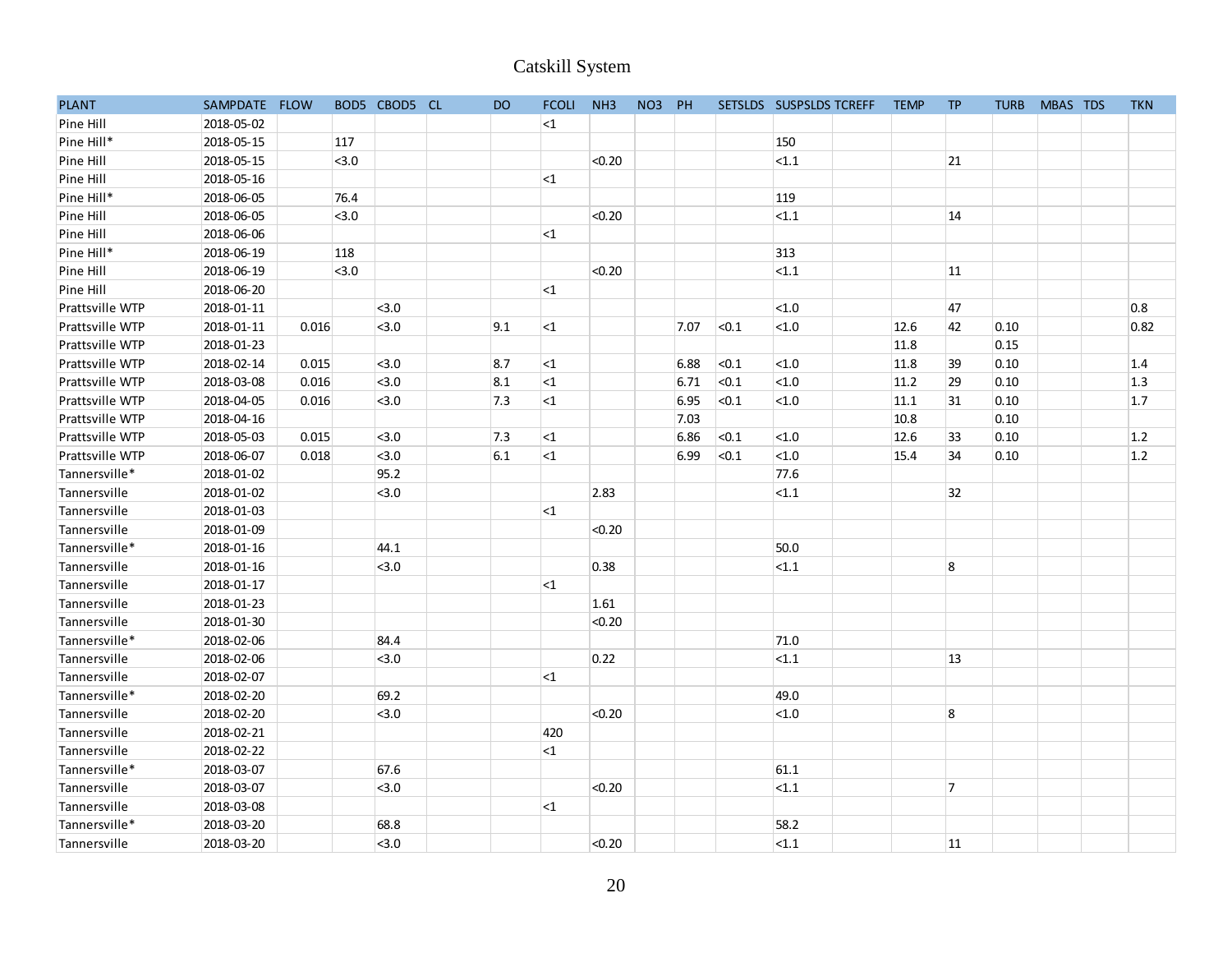# Catskill System

| PLANT | SAMPDATE | FLOW | BOD5 | CBOD5 | CL | DO | FCOLI | NH3 | NO3 | PH | SETSLDS | SUSPSLDS | TCREFF | TEMP | TP | TURB | MBAS | TDS | TKN |
|---|---|---|---|---|---|---|---|---|---|---|---|---|---|---|---|---|---|---|---|
| Pine Hill | 2018-05-02 | | | | | | <1 | | | | | | | | | | | | |
| Pine Hill* | 2018-05-15 | | 117 | | | | | | | | | 150 | | | | | | | |
| Pine Hill | 2018-05-15 | | <3.0 | | | | | <0.20 | | | | <1.1 | | | 21 | | | | |
| Pine Hill | 2018-05-16 | | | | | | <1 | | | | | | | | | | | | |
| Pine Hill* | 2018-06-05 | | 76.4 | | | | | | | | | 119 | | | | | | | |
| Pine Hill | 2018-06-05 | | <3.0 | | | | | <0.20 | | | | <1.1 | | | 14 | | | | |
| Pine Hill | 2018-06-06 | | | | | | <1 | | | | | | | | | | | | |
| Pine Hill* | 2018-06-19 | | 118 | | | | | | | | | 313 | | | | | | | |
| Pine Hill | 2018-06-19 | | <3.0 | | | | | <0.20 | | | | <1.1 | | | 11 | | | | |
| Pine Hill | 2018-06-20 | | | | | | <1 | | | | | | | | | | | | |
| Prattsville WTP | 2018-01-11 | | | <3.0 | | | | | | | | <1.0 | | | 47 | | | | 0.8 |
| Prattsville WTP | 2018-01-11 | 0.016 | | <3.0 | | 9.1 | <1 | | | 7.07 | <0.1 | <1.0 | | 12.6 | 42 | 0.10 | | | 0.82 |
| Prattsville WTP | 2018-01-23 | | | | | | | | | | | | | 11.8 | | 0.15 | | | |
| Prattsville WTP | 2018-02-14 | 0.015 | | <3.0 | | 8.7 | <1 | | | 6.88 | <0.1 | <1.0 | | 11.8 | 39 | 0.10 | | | 1.4 |
| Prattsville WTP | 2018-03-08 | 0.016 | | <3.0 | | 8.1 | <1 | | | 6.71 | <0.1 | <1.0 | | 11.2 | 29 | 0.10 | | | 1.3 |
| Prattsville WTP | 2018-04-05 | 0.016 | | <3.0 | | 7.3 | <1 | | | 6.95 | <0.1 | <1.0 | | 11.1 | 31 | 0.10 | | | 1.7 |
| Prattsville WTP | 2018-04-16 | | | | | | | | | 7.03 | | | | 10.8 | | 0.10 | | | |
| Prattsville WTP | 2018-05-03 | 0.015 | | <3.0 | | 7.3 | <1 | | | 6.86 | <0.1 | <1.0 | | 12.6 | 33 | 0.10 | | | 1.2 |
| Prattsville WTP | 2018-06-07 | 0.018 | | <3.0 | | 6.1 | <1 | | | 6.99 | <0.1 | <1.0 | | 15.4 | 34 | 0.10 | | | 1.2 |
| Tannersville* | 2018-01-02 | | | 95.2 | | | | | | | | 77.6 | | | | | | | |
| Tannersville | 2018-01-02 | | | <3.0 | | | | 2.83 | | | | <1.1 | | | 32 | | | | |
| Tannersville | 2018-01-03 | | | | | | <1 | | | | | | | | | | | | |
| Tannersville | 2018-01-09 | | | | | | | <0.20 | | | | | | | | | | | |
| Tannersville* | 2018-01-16 | | | 44.1 | | | | | | | | 50.0 | | | | | | | |
| Tannersville | 2018-01-16 | | | <3.0 | | | | 0.38 | | | | <1.1 | | | 8 | | | | |
| Tannersville | 2018-01-17 | | | | | | <1 | | | | | | | | | | | | |
| Tannersville | 2018-01-23 | | | | | | | 1.61 | | | | | | | | | | | |
| Tannersville | 2018-01-30 | | | | | | | <0.20 | | | | | | | | | | | |
| Tannersville* | 2018-02-06 | | | 84.4 | | | | | | | | 71.0 | | | | | | | |
| Tannersville | 2018-02-06 | | | <3.0 | | | | 0.22 | | | | <1.1 | | | 13 | | | | |
| Tannersville | 2018-02-07 | | | | | | <1 | | | | | | | | | | | | |
| Tannersville* | 2018-02-20 | | | 69.2 | | | | | | | | 49.0 | | | | | | | |
| Tannersville | 2018-02-20 | | | <3.0 | | | | <0.20 | | | | <1.0 | | | 8 | | | | |
| Tannersville | 2018-02-21 | | | | | | 420 | | | | | | | | | | | | |
| Tannersville | 2018-02-22 | | | | | | <1 | | | | | | | | | | | | |
| Tannersville* | 2018-03-07 | | | 67.6 | | | | | | | | 61.1 | | | | | | | |
| Tannersville | 2018-03-07 | | | <3.0 | | | | <0.20 | | | | <1.1 | | | 7 | | | | |
| Tannersville | 2018-03-08 | | | | | | <1 | | | | | | | | | | | | |
| Tannersville* | 2018-03-20 | | | 68.8 | | | | | | | | 58.2 | | | | | | | |
| Tannersville | 2018-03-20 | | | <3.0 | | | | <0.20 | | | | <1.1 | | | 11 | | | | |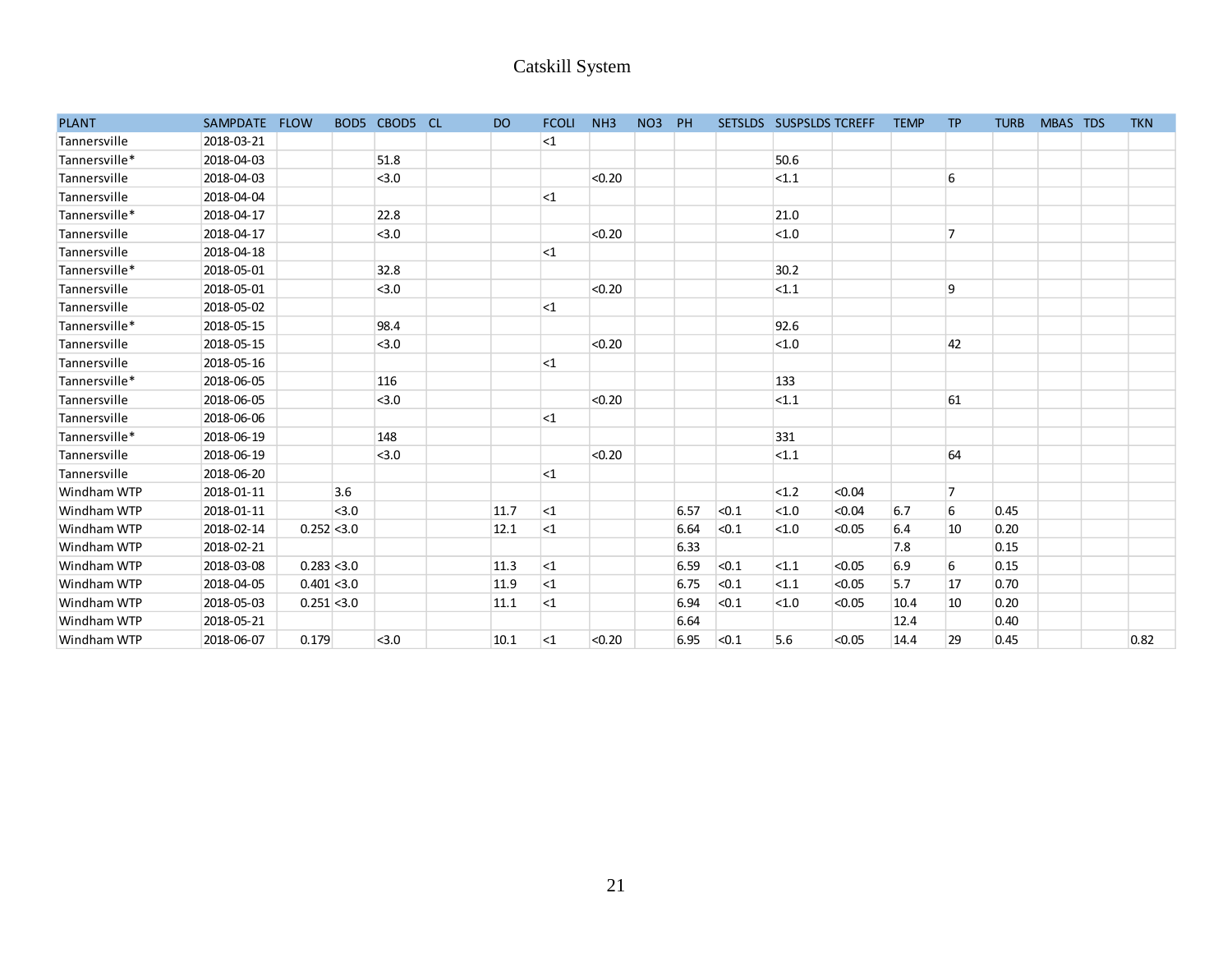# Catskill System

| PLANT | SAMPDATE | FLOW | BOD5 | CBOD5 | CL | DO | FCOLI | NH3 | NO3 | PH | SETSLDS | SUSPSLDS | TCREFF | TEMP | TP | TURB | MBAS | TDS | TKN |
|---|---|---|---|---|---|---|---|---|---|---|---|---|---|---|---|---|---|---|---|
| Tannersville | 2018-03-21 | | | | | | <1 | | | | | | | | | | | | |
| Tannersville* | 2018-04-03 | | | 51.8 | | | | | | | | 50.6 | | | | | | | |
| Tannersville | 2018-04-03 | | | <3.0 | | | | <0.20 | | | | <1.1 | | | 6 | | | | |
| Tannersville | 2018-04-04 | | | | | | <1 | | | | | | | | | | | | |
| Tannersville* | 2018-04-17 | | | 22.8 | | | | | | | | 21.0 | | | | | | | |
| Tannersville | 2018-04-17 | | | <3.0 | | | | <0.20 | | | | <1.0 | | | 7 | | | | |
| Tannersville | 2018-04-18 | | | | | | <1 | | | | | | | | | | | | |
| Tannersville* | 2018-05-01 | | | 32.8 | | | | | | | | 30.2 | | | | | | | |
| Tannersville | 2018-05-01 | | | <3.0 | | | | <0.20 | | | | <1.1 | | | 9 | | | | |
| Tannersville | 2018-05-02 | | | | | | <1 | | | | | | | | | | | | |
| Tannersville* | 2018-05-15 | | | 98.4 | | | | | | | | 92.6 | | | | | | | |
| Tannersville | 2018-05-15 | | | <3.0 | | | | <0.20 | | | | <1.0 | | | 42 | | | | |
| Tannersville | 2018-05-16 | | | | | | <1 | | | | | | | | | | | | |
| Tannersville* | 2018-06-05 | | | 116 | | | | | | | | 133 | | | | | | | |
| Tannersville | 2018-06-05 | | | <3.0 | | | | <0.20 | | | | <1.1 | | | 61 | | | | |
| Tannersville | 2018-06-06 | | | | | | <1 | | | | | | | | | | | | |
| Tannersville* | 2018-06-19 | | | 148 | | | | | | | | 331 | | | | | | | |
| Tannersville | 2018-06-19 | | | <3.0 | | | | <0.20 | | | | <1.1 | | | 64 | | | | |
| Tannersville | 2018-06-20 | | | | | | <1 | | | | | | | | | | | | |
| Windham WTP | 2018-01-11 | | 3.6 | | | | | | | | | <1.2 | <0.04 | | 7 | | | | |
| Windham WTP | 2018-01-11 | | <3.0 | | | 11.7 | <1 | | | 6.57 | <0.1 | <1.0 | <0.04 | 6.7 | 6 | 0.45 | | | |
| Windham WTP | 2018-02-14 | 0.252 | <3.0 | | | 12.1 | <1 | | | 6.64 | <0.1 | <1.0 | <0.05 | 6.4 | 10 | 0.20 | | | |
| Windham WTP | 2018-02-21 | | | | | | | | | 6.33 | | | | 7.8 | | 0.15 | | | |
| Windham WTP | 2018-03-08 | 0.283 | <3.0 | | | 11.3 | <1 | | | 6.59 | <0.1 | <1.1 | <0.05 | 6.9 | 6 | 0.15 | | | |
| Windham WTP | 2018-04-05 | 0.401 | <3.0 | | | 11.9 | <1 | | | 6.75 | <0.1 | <1.1 | <0.05 | 5.7 | 17 | 0.70 | | | |
| Windham WTP | 2018-05-03 | 0.251 | <3.0 | | | 11.1 | <1 | | | 6.94 | <0.1 | <1.0 | <0.05 | 10.4 | 10 | 0.20 | | | |
| Windham WTP | 2018-05-21 | | | | | | | | | 6.64 | | | | 12.4 | | 0.40 | | | |
| Windham WTP | 2018-06-07 | 0.179 | | <3.0 | | 10.1 | <1 | <0.20 | | 6.95 | <0.1 | 5.6 | <0.05 | 14.4 | 29 | 0.45 | | | 0.82 |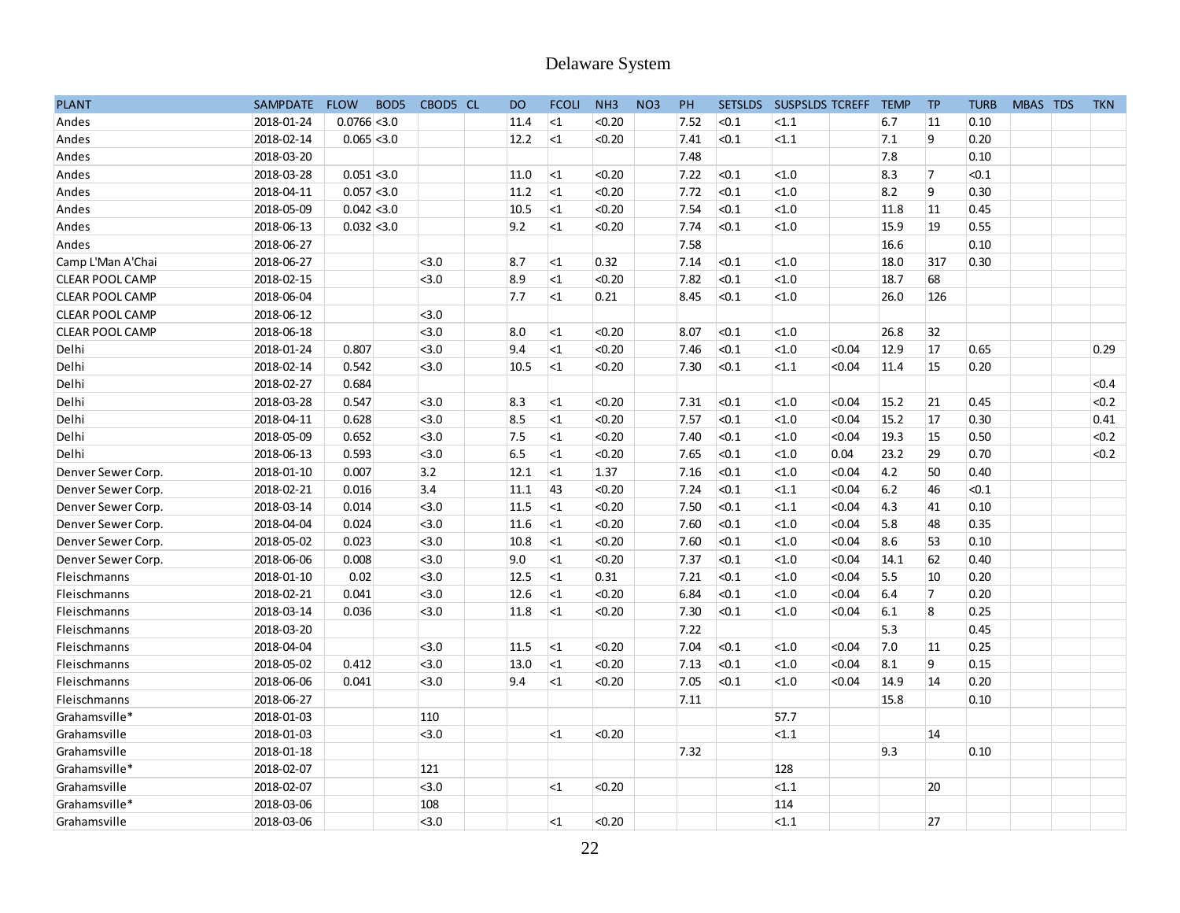# Delaware System

| PLANT | SAMPDATE | FLOW | BOD5 | CBOD5 | CL | DO | FCOLI | NH3 | NO3 | PH | SETSLDS | SUSPSLDS | TCREFF | TEMP | TP | TURB | MBAS | TDS | TKN |
|---|---|---|---|---|---|---|---|---|---|---|---|---|---|---|---|---|---|---|---|
| Andes | 2018-01-24 | 0.0766 | <3.0 | | | 11.4 | <1 | <0.20 | | 7.52 | <0.1 | <1.1 | | 6.7 | 11 | 0.10 | | | |
| Andes | 2018-02-14 | 0.065 | <3.0 | | | 12.2 | <1 | <0.20 | | 7.41 | <0.1 | <1.1 | | 7.1 | 9 | 0.20 | | | |
| Andes | 2018-03-20 | | | | | | | | | 7.48 | | | | 7.8 | | 0.10 | | | |
| Andes | 2018-03-28 | 0.051 | <3.0 | | | 11.0 | <1 | <0.20 | | 7.22 | <0.1 | <1.0 | | 8.3 | 7 | <0.1 | | | |
| Andes | 2018-04-11 | 0.057 | <3.0 | | | 11.2 | <1 | <0.20 | | 7.72 | <0.1 | <1.0 | | 8.2 | 9 | 0.30 | | | |
| Andes | 2018-05-09 | 0.042 | <3.0 | | | 10.5 | <1 | <0.20 | | 7.54 | <0.1 | <1.0 | | 11.8 | 11 | 0.45 | | | |
| Andes | 2018-06-13 | 0.032 | <3.0 | | | 9.2 | <1 | <0.20 | | 7.74 | <0.1 | <1.0 | | 15.9 | 19 | 0.55 | | | |
| Andes | 2018-06-27 | | | | | | | | | 7.58 | | | | 16.6 | | 0.10 | | | |
| Camp L'Man A'Chai | 2018-06-27 | | | <3.0 | | 8.7 | <1 | 0.32 | | 7.14 | <0.1 | <1.0 | | 18.0 | 317 | 0.30 | | | |
| CLEAR POOL CAMP | 2018-02-15 | | | <3.0 | | 8.9 | <1 | <0.20 | | 7.82 | <0.1 | <1.0 | | 18.7 | 68 | | | | |
| CLEAR POOL CAMP | 2018-06-04 | | | | | 7.7 | <1 | 0.21 | | 8.45 | <0.1 | <1.0 | | 26.0 | 126 | | | | |
| CLEAR POOL CAMP | 2018-06-12 | | | <3.0 | | | | | | | | | | | | | | | |
| CLEAR POOL CAMP | 2018-06-18 | | | <3.0 | | 8.0 | <1 | <0.20 | | 8.07 | <0.1 | <1.0 | | 26.8 | 32 | | | | |
| Delhi | 2018-01-24 | 0.807 | | <3.0 | | 9.4 | <1 | <0.20 | | 7.46 | <0.1 | <1.0 | <0.04 | 12.9 | 17 | 0.65 | | | 0.29 |
| Delhi | 2018-02-14 | 0.542 | | <3.0 | | 10.5 | <1 | <0.20 | | 7.30 | <0.1 | <1.1 | <0.04 | 11.4 | 15 | 0.20 | | | |
| Delhi | 2018-02-27 | 0.684 | | | | | | | | | | | | | | | | | <0.4 |
| Delhi | 2018-03-28 | 0.547 | | <3.0 | | 8.3 | <1 | <0.20 | | 7.31 | <0.1 | <1.0 | <0.04 | 15.2 | 21 | 0.45 | | | <0.2 |
| Delhi | 2018-04-11 | 0.628 | | <3.0 | | 8.5 | <1 | <0.20 | | 7.57 | <0.1 | <1.0 | <0.04 | 15.2 | 17 | 0.30 | | | 0.41 |
| Delhi | 2018-05-09 | 0.652 | | <3.0 | | 7.5 | <1 | <0.20 | | 7.40 | <0.1 | <1.0 | <0.04 | 19.3 | 15 | 0.50 | | | <0.2 |
| Delhi | 2018-06-13 | 0.593 | | <3.0 | | 6.5 | <1 | <0.20 | | 7.65 | <0.1 | <1.0 | 0.04 | 23.2 | 29 | 0.70 | | | <0.2 |
| Denver Sewer Corp. | 2018-01-10 | 0.007 | | 3.2 | | 12.1 | <1 | 1.37 | | 7.16 | <0.1 | <1.0 | <0.04 | 4.2 | 50 | 0.40 | | | |
| Denver Sewer Corp. | 2018-02-21 | 0.016 | | 3.4 | | 11.1 | 43 | <0.20 | | 7.24 | <0.1 | <1.1 | <0.04 | 6.2 | 46 | <0.1 | | | |
| Denver Sewer Corp. | 2018-03-14 | 0.014 | | <3.0 | | 11.5 | <1 | <0.20 | | 7.50 | <0.1 | <1.1 | <0.04 | 4.3 | 41 | 0.10 | | | |
| Denver Sewer Corp. | 2018-04-04 | 0.024 | | <3.0 | | 11.6 | <1 | <0.20 | | 7.60 | <0.1 | <1.0 | <0.04 | 5.8 | 48 | 0.35 | | | |
| Denver Sewer Corp. | 2018-05-02 | 0.023 | | <3.0 | | 10.8 | <1 | <0.20 | | 7.60 | <0.1 | <1.0 | <0.04 | 8.6 | 53 | 0.10 | | | |
| Denver Sewer Corp. | 2018-06-06 | 0.008 | | <3.0 | | 9.0 | <1 | <0.20 | | 7.37 | <0.1 | <1.0 | <0.04 | 14.1 | 62 | 0.40 | | | |
| Fleischmanns | 2018-01-10 | 0.02 | | <3.0 | | 12.5 | <1 | 0.31 | | 7.21 | <0.1 | <1.0 | <0.04 | 5.5 | 10 | 0.20 | | | |
| Fleischmanns | 2018-02-21 | 0.041 | | <3.0 | | 12.6 | <1 | <0.20 | | 6.84 | <0.1 | <1.0 | <0.04 | 6.4 | 7 | 0.20 | | | |
| Fleischmanns | 2018-03-14 | 0.036 | | <3.0 | | 11.8 | <1 | <0.20 | | 7.30 | <0.1 | <1.0 | <0.04 | 6.1 | 8 | 0.25 | | | |
| Fleischmanns | 2018-03-20 | | | | | | | | | 7.22 | | | | 5.3 | | 0.45 | | | |
| Fleischmanns | 2018-04-04 | | | <3.0 | | 11.5 | <1 | <0.20 | | 7.04 | <0.1 | <1.0 | <0.04 | 7.0 | 11 | 0.25 | | | |
| Fleischmanns | 2018-05-02 | 0.412 | | <3.0 | | 13.0 | <1 | <0.20 | | 7.13 | <0.1 | <1.0 | <0.04 | 8.1 | 9 | 0.15 | | | |
| Fleischmanns | 2018-06-06 | 0.041 | | <3.0 | | 9.4 | <1 | <0.20 | | 7.05 | <0.1 | <1.0 | <0.04 | 14.9 | 14 | 0.20 | | | |
| Fleischmanns | 2018-06-27 | | | | | | | | | 7.11 | | | | 15.8 | | 0.10 | | | |
| Grahamsville* | 2018-01-03 | | | 110 | | | | | | | | 57.7 | | | | | | | |
| Grahamsville | 2018-01-03 | | | <3.0 | | | <1 | <0.20 | | | | <1.1 | | | 14 | | | | |
| Grahamsville | 2018-01-18 | | | | | | | | | 7.32 | | | | 9.3 | | 0.10 | | | |
| Grahamsville* | 2018-02-07 | | | 121 | | | | | | | | 128 | | | | | | | |
| Grahamsville | 2018-02-07 | | | <3.0 | | | <1 | <0.20 | | | | <1.1 | | | 20 | | | | |
| Grahamsville* | 2018-03-06 | | | 108 | | | | | | | | 114 | | | | | | | |
| Grahamsville | 2018-03-06 | | | <3.0 | | | <1 | <0.20 | | | | <1.1 | | | 27 | | | | |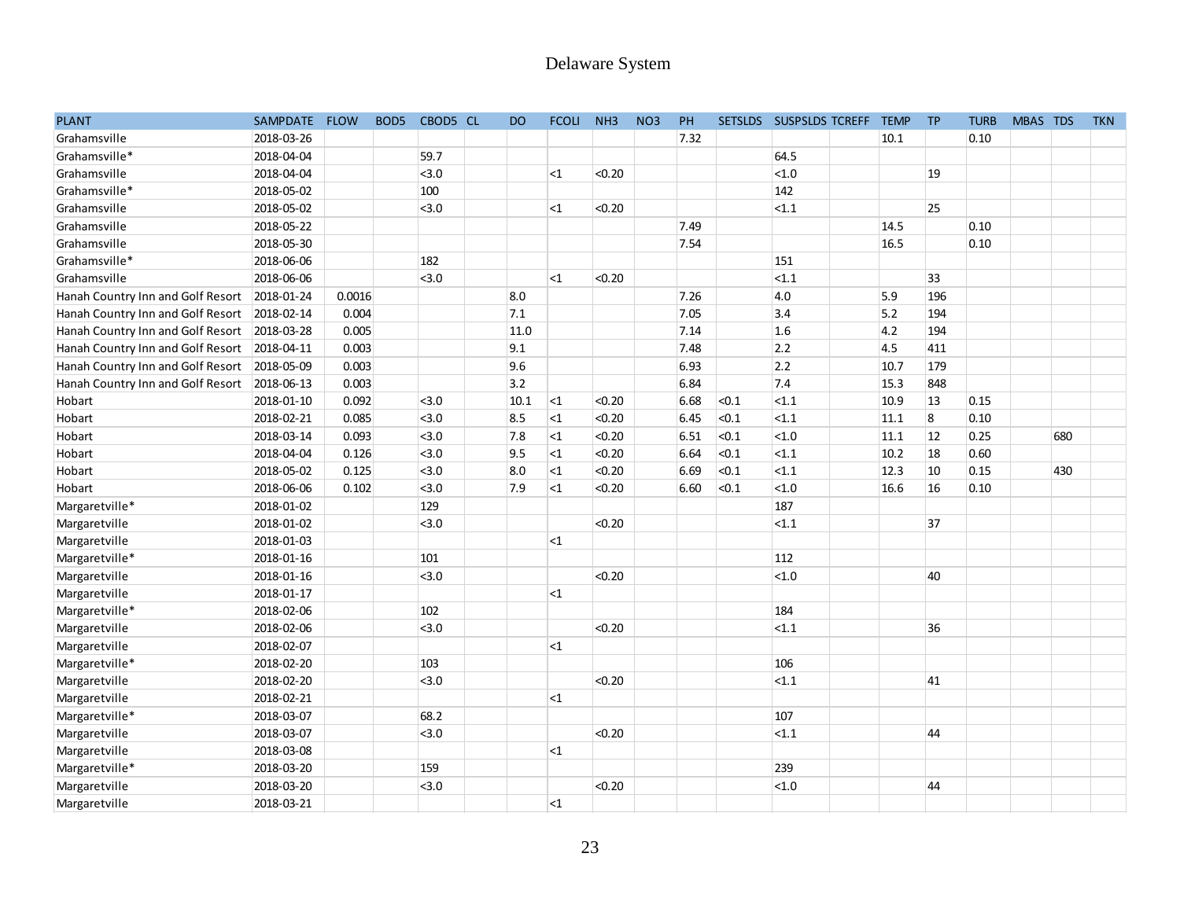# Delaware System

| PLANT | SAMPDATE | FLOW | BOD5 | CBOD5 | CL | DO | FCOLI | NH3 | NO3 | PH | SETSLDS | SUSPSLDS | TCREFF | TEMP | TP | TURB | MBAS | TDS | TKN |
|---|---|---|---|---|---|---|---|---|---|---|---|---|---|---|---|---|---|---|---|
| Grahamsville | 2018-03-26 | | | | | | | | | 7.32 | | | | 10.1 | | 0.10 | | | |
| Grahamsville* | 2018-04-04 | | | 59.7 | | | | | | | | 64.5 | | | | | | | |
| Grahamsville | 2018-04-04 | | | <3.0 | | | <1 | <0.20 | | | | <1.0 | | | 19 | | | | |
| Grahamsville* | 2018-05-02 | | | 100 | | | | | | | | 142 | | | | | | | |
| Grahamsville | 2018-05-02 | | | <3.0 | | | <1 | <0.20 | | | | <1.1 | | | 25 | | | | |
| Grahamsville | 2018-05-22 | | | | | | | | | 7.49 | | | | 14.5 | | 0.10 | | | |
| Grahamsville | 2018-05-30 | | | | | | | | | 7.54 | | | | 16.5 | | 0.10 | | | |
| Grahamsville* | 2018-06-06 | | | 182 | | | | | | | | 151 | | | | | | | |
| Grahamsville | 2018-06-06 | | | <3.0 | | | <1 | <0.20 | | | | <1.1 | | | 33 | | | | |
| Hanah Country Inn and Golf Resort | 2018-01-24 | 0.0016 | | | | 8.0 | | | | 7.26 | | 4.0 | | 5.9 | 196 | | | | |
| Hanah Country Inn and Golf Resort | 2018-02-14 | 0.004 | | | | 7.1 | | | | 7.05 | | 3.4 | | 5.2 | 194 | | | | |
| Hanah Country Inn and Golf Resort | 2018-03-28 | 0.005 | | | | 11.0 | | | | 7.14 | | 1.6 | | 4.2 | 194 | | | | |
| Hanah Country Inn and Golf Resort | 2018-04-11 | 0.003 | | | | 9.1 | | | | 7.48 | | 2.2 | | 4.5 | 411 | | | | |
| Hanah Country Inn and Golf Resort | 2018-05-09 | 0.003 | | | | 9.6 | | | | 6.93 | | 2.2 | | 10.7 | 179 | | | | |
| Hanah Country Inn and Golf Resort | 2018-06-13 | 0.003 | | | | 3.2 | | | | 6.84 | | 7.4 | | 15.3 | 848 | | | | |
| Hobart | 2018-01-10 | 0.092 | | <3.0 | | 10.1 | <1 | <0.20 | | 6.68 | <0.1 | <1.1 | | 10.9 | 13 | 0.15 | | | |
| Hobart | 2018-02-21 | 0.085 | | <3.0 | | 8.5 | <1 | <0.20 | | 6.45 | <0.1 | <1.1 | | 11.1 | 8 | 0.10 | | | |
| Hobart | 2018-03-14 | 0.093 | | <3.0 | | 7.8 | <1 | <0.20 | | 6.51 | <0.1 | <1.0 | | 11.1 | 12 | 0.25 | | 680 | |
| Hobart | 2018-04-04 | 0.126 | | <3.0 | | 9.5 | <1 | <0.20 | | 6.64 | <0.1 | <1.1 | | 10.2 | 18 | 0.60 | | | |
| Hobart | 2018-05-02 | 0.125 | | <3.0 | | 8.0 | <1 | <0.20 | | 6.69 | <0.1 | <1.1 | | 12.3 | 10 | 0.15 | | 430 | |
| Hobart | 2018-06-06 | 0.102 | | <3.0 | | 7.9 | <1 | <0.20 | | 6.60 | <0.1 | <1.0 | | 16.6 | 16 | 0.10 | | | |
| Margaretville* | 2018-01-02 | | | 129 | | | | | | | | 187 | | | | | | | |
| Margaretville | 2018-01-02 | | | <3.0 | | | | <0.20 | | | | <1.1 | | | 37 | | | | |
| Margaretville | 2018-01-03 | | | | | | <1 | | | | | | | | | | | | |
| Margaretville* | 2018-01-16 | | | 101 | | | | | | | | 112 | | | | | | | |
| Margaretville | 2018-01-16 | | | <3.0 | | | | <0.20 | | | | <1.0 | | | 40 | | | | |
| Margaretville | 2018-01-17 | | | | | | <1 | | | | | | | | | | | | |
| Margaretville* | 2018-02-06 | | | 102 | | | | | | | | 184 | | | | | | | |
| Margaretville | 2018-02-06 | | | <3.0 | | | | <0.20 | | | | <1.1 | | | 36 | | | | |
| Margaretville | 2018-02-07 | | | | | | <1 | | | | | | | | | | | | |
| Margaretville* | 2018-02-20 | | | 103 | | | | | | | | 106 | | | | | | | |
| Margaretville | 2018-02-20 | | | <3.0 | | | | <0.20 | | | | <1.1 | | | 41 | | | | |
| Margaretville | 2018-02-21 | | | | | | <1 | | | | | | | | | | | | |
| Margaretville* | 2018-03-07 | | | 68.2 | | | | | | | | 107 | | | | | | | |
| Margaretville | 2018-03-07 | | | <3.0 | | | | <0.20 | | | | <1.1 | | | 44 | | | | |
| Margaretville | 2018-03-08 | | | | | | <1 | | | | | | | | | | | | |
| Margaretville* | 2018-03-20 | | | 159 | | | | | | | | 239 | | | | | | | |
| Margaretville | 2018-03-20 | | | <3.0 | | | | <0.20 | | | | <1.0 | | | 44 | | | | |
| Margaretville | 2018-03-21 | | | | | | <1 | | | | | | | | | | | | |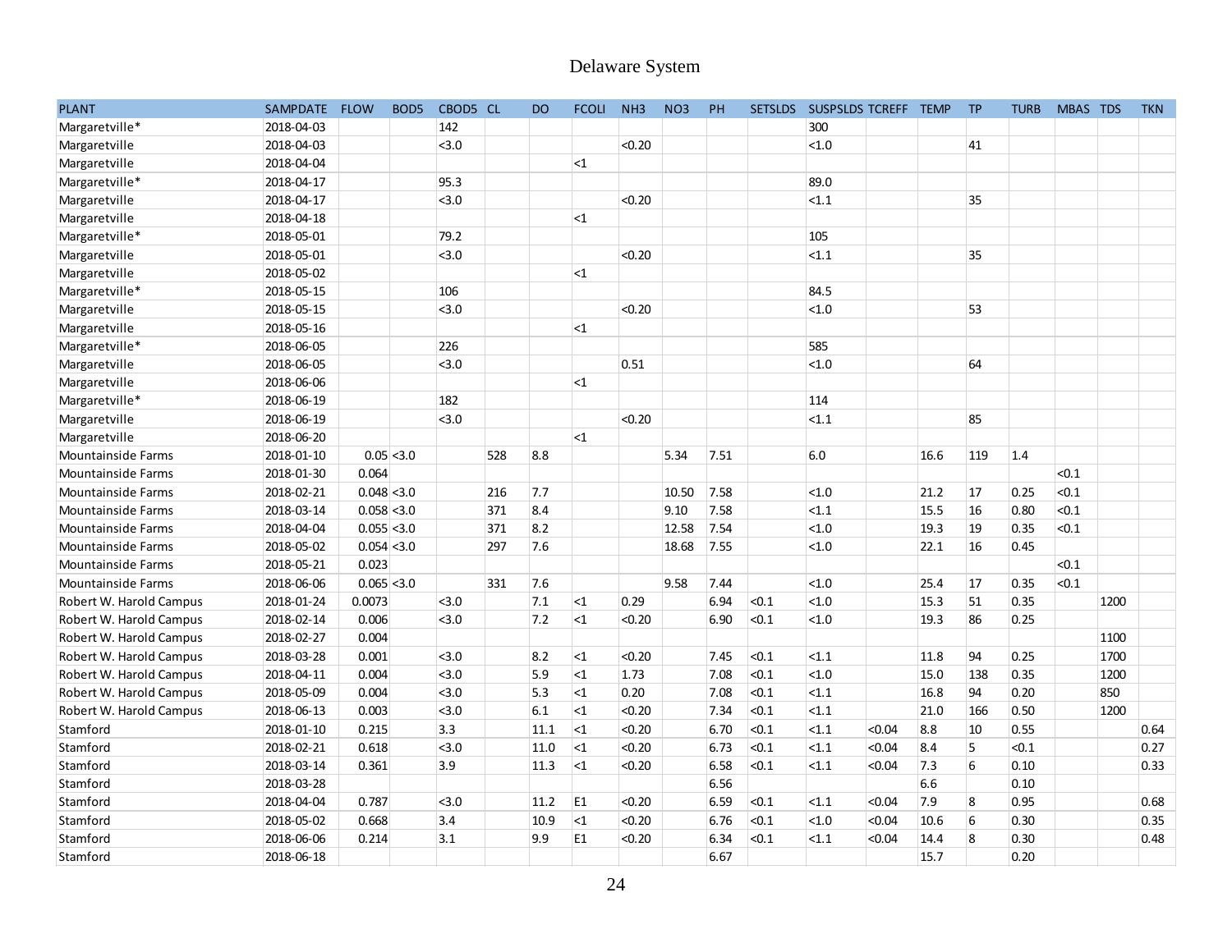# Delaware System

| PLANT | SAMPDATE | FLOW | BOD5 | CBOD5 | CL | DO | FCOLI | NH3 | NO3 | PH | SETSLDS | SUSPSLDS | TCREFF | TEMP | TP | TURB | MBAS | TDS | TKN |
|---|---|---|---|---|---|---|---|---|---|---|---|---|---|---|---|---|---|---|---|
| Margaretville* | 2018-04-03 | | | 142 | | | | | | | | 300 | | | | | | | |
| Margaretville | 2018-04-03 | | | <3.0 | | | | <0.20 | | | | <1.0 | | | 41 | | | | |
| Margaretville | 2018-04-04 | | | | | | <1 | | | | | | | | | | | | |
| Margaretville* | 2018-04-17 | | | 95.3 | | | | | | | | 89.0 | | | | | | | |
| Margaretville | 2018-04-17 | | | <3.0 | | | | <0.20 | | | | <1.1 | | | 35 | | | | |
| Margaretville | 2018-04-18 | | | | | | <1 | | | | | | | | | | | | |
| Margaretville* | 2018-05-01 | | | 79.2 | | | | | | | | 105 | | | | | | | |
| Margaretville | 2018-05-01 | | | <3.0 | | | | <0.20 | | | | <1.1 | | | 35 | | | | |
| Margaretville | 2018-05-02 | | | | | | <1 | | | | | | | | | | | | |
| Margaretville* | 2018-05-15 | | | 106 | | | | | | | | 84.5 | | | | | | | |
| Margaretville | 2018-05-15 | | | <3.0 | | | | <0.20 | | | | <1.0 | | | 53 | | | | |
| Margaretville | 2018-05-16 | | | | | | <1 | | | | | | | | | | | | |
| Margaretville* | 2018-06-05 | | | 226 | | | | | | | | 585 | | | | | | | |
| Margaretville | 2018-06-05 | | | <3.0 | | | | 0.51 | | | | <1.0 | | | 64 | | | | |
| Margaretville | 2018-06-06 | | | | | | <1 | | | | | | | | | | | | |
| Margaretville* | 2018-06-19 | | | 182 | | | | | | | | 114 | | | | | | | |
| Margaretville | 2018-06-19 | | | <3.0 | | | | <0.20 | | | | <1.1 | | | 85 | | | | |
| Margaretville | 2018-06-20 | | | | | | <1 | | | | | | | | | | | | |
| Mountainside Farms | 2018-01-10 | 0.05 | <3.0 | | 528 | 8.8 | | | 5.34 | 7.51 | | 6.0 | | 16.6 | 119 | 1.4 | | | |
| Mountainside Farms | 2018-01-30 | 0.064 | | | | | | | | | | | | | | | <0.1 | | |
| Mountainside Farms | 2018-02-21 | 0.048 | <3.0 | | 216 | 7.7 | | | 10.50 | 7.58 | | <1.0 | | 21.2 | 17 | 0.25 | <0.1 | | |
| Mountainside Farms | 2018-03-14 | 0.058 | <3.0 | | 371 | 8.4 | | | 9.10 | 7.58 | | <1.1 | | 15.5 | 16 | 0.80 | <0.1 | | |
| Mountainside Farms | 2018-04-04 | 0.055 | <3.0 | | 371 | 8.2 | | | 12.58 | 7.54 | | <1.0 | | 19.3 | 19 | 0.35 | <0.1 | | |
| Mountainside Farms | 2018-05-02 | 0.054 | <3.0 | | 297 | 7.6 | | | 18.68 | 7.55 | | <1.0 | | 22.1 | 16 | 0.45 | | | |
| Mountainside Farms | 2018-05-21 | 0.023 | | | | | | | | | | | | | | | <0.1 | | |
| Mountainside Farms | 2018-06-06 | 0.065 | <3.0 | | 331 | 7.6 | | | 9.58 | 7.44 | | <1.0 | | 25.4 | 17 | 0.35 | <0.1 | | |
| Robert W. Harold Campus | 2018-01-24 | 0.0073 | | <3.0 | | 7.1 | <1 | 0.29 | | 6.94 | <0.1 | <1.0 | | 15.3 | 51 | 0.35 | | 1200 | |
| Robert W. Harold Campus | 2018-02-14 | 0.006 | | <3.0 | | 7.2 | <1 | <0.20 | | 6.90 | <0.1 | <1.0 | | 19.3 | 86 | 0.25 | | | |
| Robert W. Harold Campus | 2018-02-27 | 0.004 | | | | | | | | | | | | | | | | 1100 | |
| Robert W. Harold Campus | 2018-03-28 | 0.001 | | <3.0 | | 8.2 | <1 | <0.20 | | 7.45 | <0.1 | <1.1 | | 11.8 | 94 | 0.25 | | 1700 | |
| Robert W. Harold Campus | 2018-04-11 | 0.004 | | <3.0 | | 5.9 | <1 | 1.73 | | 7.08 | <0.1 | <1.0 | | 15.0 | 138 | 0.35 | | 1200 | |
| Robert W. Harold Campus | 2018-05-09 | 0.004 | | <3.0 | | 5.3 | <1 | 0.20 | | 7.08 | <0.1 | <1.1 | | 16.8 | 94 | 0.20 | | 850 | |
| Robert W. Harold Campus | 2018-06-13 | 0.003 | | <3.0 | | 6.1 | <1 | <0.20 | | 7.34 | <0.1 | <1.1 | | 21.0 | 166 | 0.50 | | 1200 | |
| Stamford | 2018-01-10 | 0.215 | | 3.3 | | 11.1 | <1 | <0.20 | | 6.70 | <0.1 | <1.1 | <0.04 | 8.8 | 10 | 0.55 | | | 0.64 |
| Stamford | 2018-02-21 | 0.618 | | <3.0 | | 11.0 | <1 | <0.20 | | 6.73 | <0.1 | <1.1 | <0.04 | 8.4 | 5 | <0.1 | | | 0.27 |
| Stamford | 2018-03-14 | 0.361 | | 3.9 | | 11.3 | <1 | <0.20 | | 6.58 | <0.1 | <1.1 | <0.04 | 7.3 | 6 | 0.10 | | | 0.33 |
| Stamford | 2018-03-28 | | | | | | | | | 6.56 | | | | 6.6 | | 0.10 | | | |
| Stamford | 2018-04-04 | 0.787 | | <3.0 | | 11.2 | E1 | <0.20 | | 6.59 | <0.1 | <1.1 | <0.04 | 7.9 | 8 | 0.95 | | | 0.68 |
| Stamford | 2018-05-02 | 0.668 | | 3.4 | | 10.9 | <1 | <0.20 | | 6.76 | <0.1 | <1.0 | <0.04 | 10.6 | 6 | 0.30 | | | 0.35 |
| Stamford | 2018-06-06 | 0.214 | | 3.1 | | 9.9 | E1 | <0.20 | | 6.34 | <0.1 | <1.1 | <0.04 | 14.4 | 8 | 0.30 | | | 0.48 |
| Stamford | 2018-06-18 | | | | | | | | | 6.67 | | | | 15.7 | | 0.20 | | | |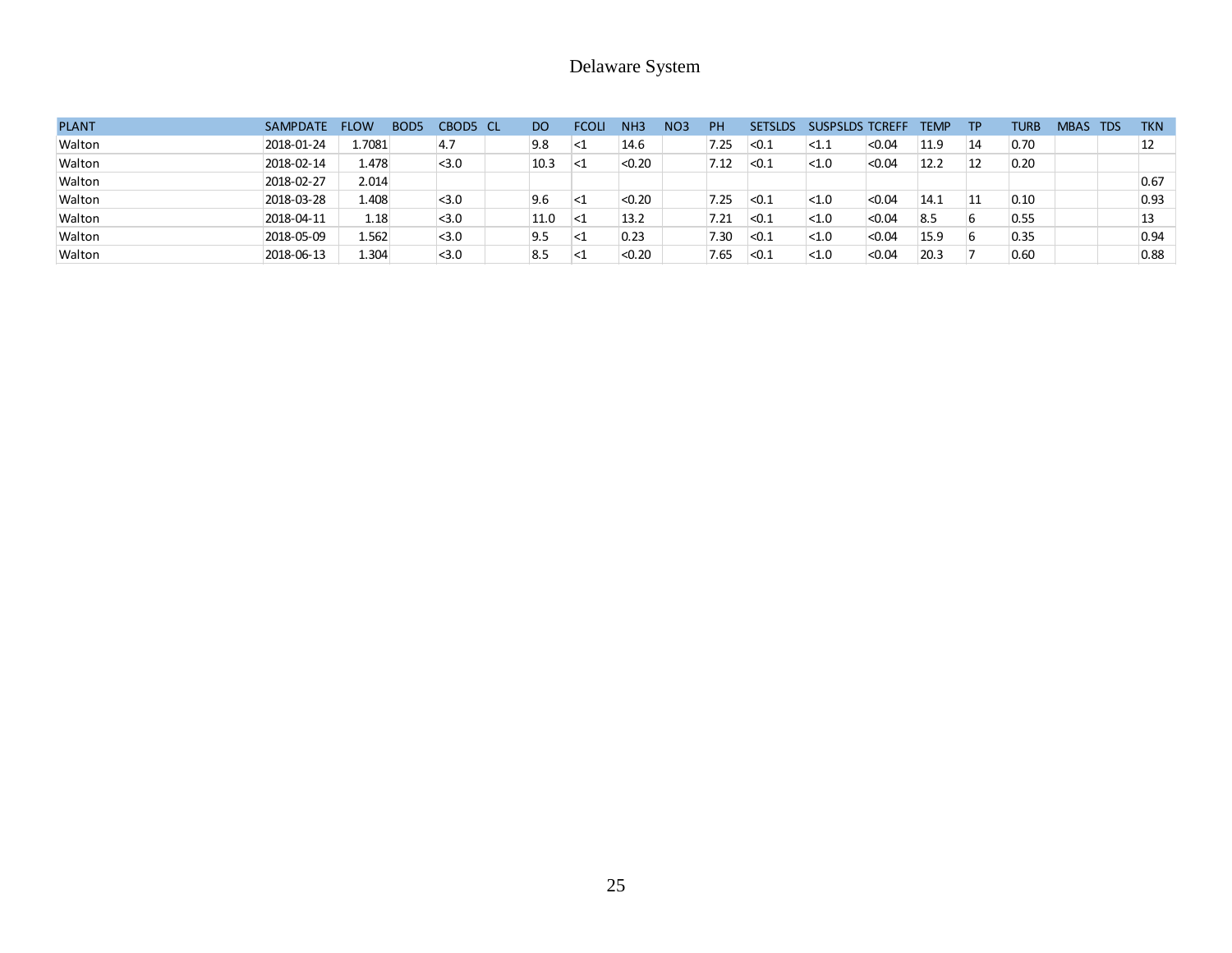# Delaware System

| PLANT | SAMPDATE | FLOW | BOD5 | CBOD5 | CL | DO | FCOLI | NH3 | NO3 | PH | SETSLDS | SUSPSLDS | TCREFF | TEMP | TP | TURB | MBAS | TDS | TKN |
|---|---|---|---|---|---|---|---|---|---|---|---|---|---|---|---|---|---|---|---|
| Walton | 2018-01-24 | 1.7081 | | 4.7 | | 9.8 | <1 | 14.6 | | 7.25 | <0.1 | <1.1 | <0.04 | 11.9 | 14 | 0.70 | | | 12 |
| Walton | 2018-02-14 | 1.478 | | <3.0 | | 10.3 | <1 | <0.20 | | 7.12 | <0.1 | <1.0 | <0.04 | 12.2 | 12 | 0.20 | | | |
| Walton | 2018-02-27 | 2.014 | | | | | | | | | | | | | | | | | 0.67 |
| Walton | 2018-03-28 | 1.408 | | <3.0 | | 9.6 | <1 | <0.20 | | 7.25 | <0.1 | <1.0 | <0.04 | 14.1 | 11 | 0.10 | | | 0.93 |
| Walton | 2018-04-11 | 1.18 | | <3.0 | | 11.0 | <1 | 13.2 | | 7.21 | <0.1 | <1.0 | <0.04 | 8.5 | 6 | 0.55 | | | 13 |
| Walton | 2018-05-09 | 1.562 | | <3.0 | | 9.5 | <1 | 0.23 | | 7.30 | <0.1 | <1.0 | <0.04 | 15.9 | 6 | 0.35 | | | 0.94 |
| Walton | 2018-06-13 | 1.304 | | <3.0 | | 8.5 | <1 | <0.20 | | 7.65 | <0.1 | <1.0 | <0.04 | 20.3 | 7 | 0.60 | | | 0.88 |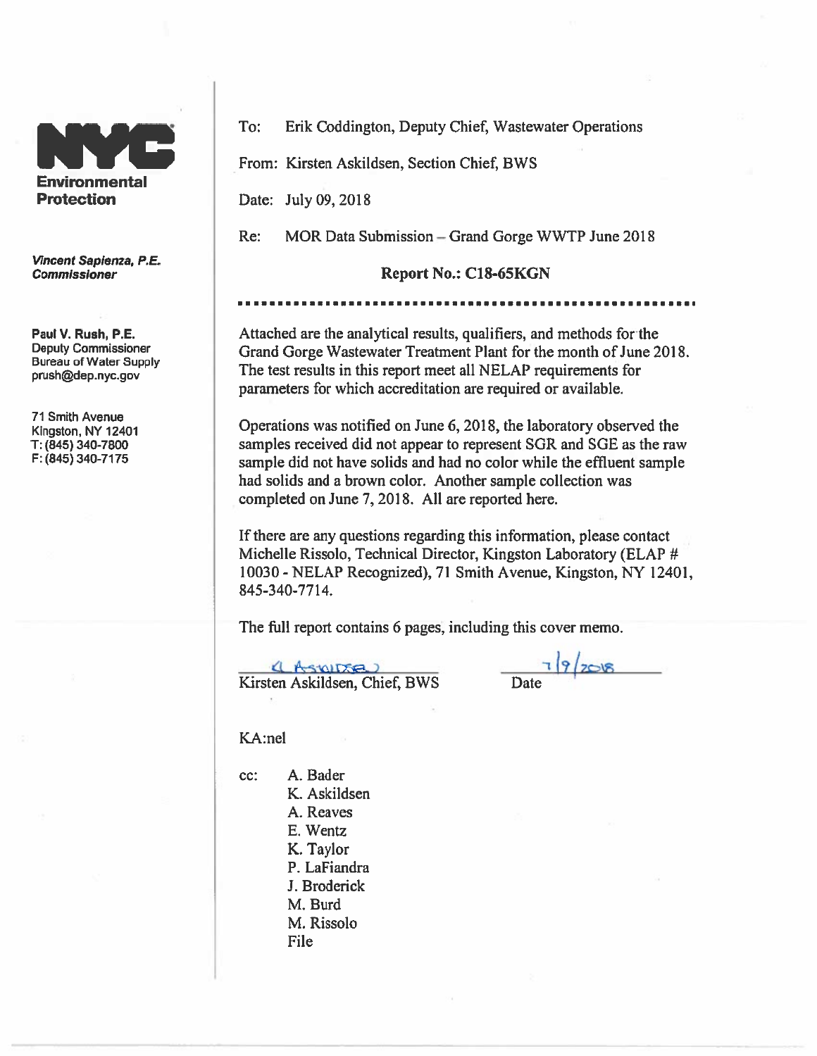**NYC Environmental Protection**

***Vincent Sapienza, P.E.***
***Commissioner***

**Paul V. Rush, P.E.**
Deputy Commissioner
Bureau of Water Supply
prush@dep.nyc.gov

71 Smith Avenue
Kingston, NY 12401
T: (845) 340-7800
F: (845) 340-7175

To: Erik Coddington, Deputy Chief, Wastewater Operations

From: Kirsten Askildsen, Section Chief, BWS

Date: July 09, 2018

Re: MOR Data Submission – Grand Gorge WWTP June 2018

**Report No.: C18-65KGN**

Attached are the analytical results, qualifiers, and methods for the Grand Gorge Wastewater Treatment Plant for the month of June 2018. The test results in this report meet all NELAP requirements for parameters for which accreditation are required or available.

Operations was notified on June 6, 2018, the laboratory observed the samples received did not appear to represent SGR and SGE as the raw sample did not have solids and had no color while the effluent sample had solids and a brown color. Another sample collection was completed on June 7, 2018. All are reported here.

If there are any questions regarding this information, please contact Michelle Rissolo, Technical Director, Kingston Laboratory (ELAP # 10030 - NELAP Recognized), 71 Smith Avenue, Kingston, NY 12401, 845-340-7714.

The full report contains 6 pages, including this cover memo.

K Askildsen
Kirsten Askildsen, Chief, BWS

7/9/2018
Date

KA:nel

cc:
A. Bader
K. Askildsen
A. Reaves
E. Wentz
K. Taylor
P. LaFiandra
J. Broderick
M. Burd
M. Rissolo
File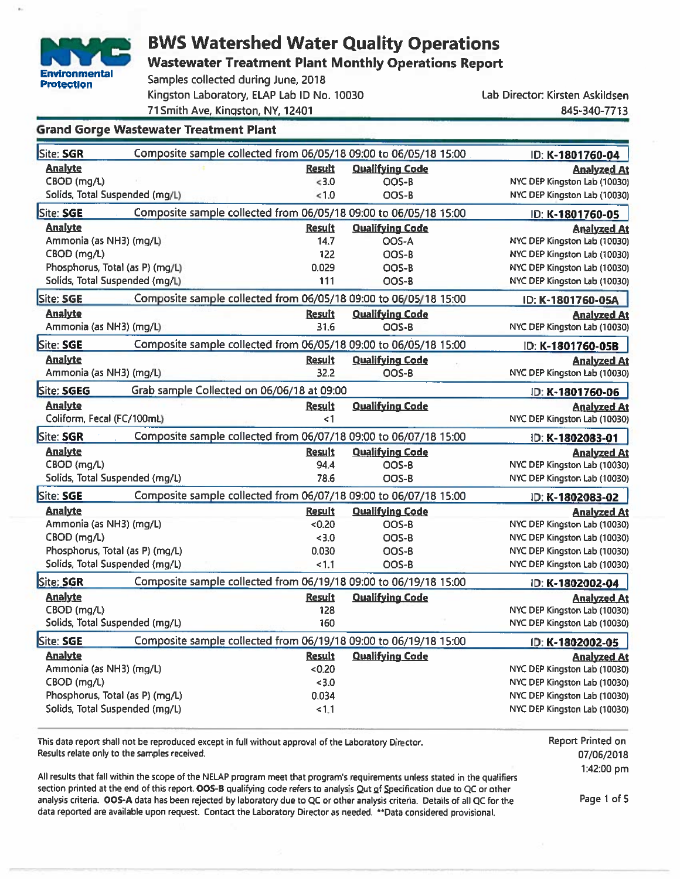# BWS Watershed Water Quality Operations

## Wastewater Treatment Plant Monthly Operations Report

Samples collected during June, 2018
Kingston Laboratory, ELAP Lab ID No. 10030
71 Smith Ave, Kingston, NY, 12401

Lab Director: Kirsten Askildsen
845-340-7713

## Grand Gorge Wastewater Treatment Plant

**Site: SGR** Composite sample collected from 06/05/18 09:00 to 06/05/18 15:00 — ID: **K-1801760-04**

| Analyte | Result | Qualifying Code | Analyzed At |
|---|---|---|---|
| CBOD (mg/L) | <3.0 | OOS-B | NYC DEP Kingston Lab (10030) |
| Solids, Total Suspended (mg/L) | <1.0 | OOS-B | NYC DEP Kingston Lab (10030) |

**Site: SGE** Composite sample collected from 06/05/18 09:00 to 06/05/18 15:00 — ID: **K-1801760-05**

| Analyte | Result | Qualifying Code | Analyzed At |
|---|---|---|---|
| Ammonia (as NH3) (mg/L) | 14.7 | OOS-A | NYC DEP Kingston Lab (10030) |
| CBOD (mg/L) | 122 | OOS-B | NYC DEP Kingston Lab (10030) |
| Phosphorus, Total (as P) (mg/L) | 0.029 | OOS-B | NYC DEP Kingston Lab (10030) |
| Solids, Total Suspended (mg/L) | 111 | OOS-B | NYC DEP Kingston Lab (10030) |

**Site: SGE** Composite sample collected from 06/05/18 09:00 to 06/05/18 15:00 — ID: **K-1801760-05A**

| Analyte | Result | Qualifying Code | Analyzed At |
|---|---|---|---|
| Ammonia (as NH3) (mg/L) | 31.6 | OOS-B | NYC DEP Kingston Lab (10030) |

**Site: SGE** Composite sample collected from 06/05/18 09:00 to 06/05/18 15:00 — ID: **K-1801760-05B**

| Analyte | Result | Qualifying Code | Analyzed At |
|---|---|---|---|
| Ammonia (as NH3) (mg/L) | 32.2 | OOS-B | NYC DEP Kingston Lab (10030) |

**Site: SGEG** Grab sample Collected on 06/06/18 at 09:00 — ID: **K-1801760-06**

| Analyte | Result | Qualifying Code | Analyzed At |
|---|---|---|---|
| Coliform, Fecal (FC/100mL) | <1 | | NYC DEP Kingston Lab (10030) |

**Site: SGR** Composite sample collected from 06/07/18 09:00 to 06/07/18 15:00 — ID: **K-1802083-01**

| Analyte | Result | Qualifying Code | Analyzed At |
|---|---|---|---|
| CBOD (mg/L) | 94.4 | OOS-B | NYC DEP Kingston Lab (10030) |
| Solids, Total Suspended (mg/L) | 78.6 | OOS-B | NYC DEP Kingston Lab (10030) |

**Site: SGE** Composite sample collected from 06/07/18 09:00 to 06/07/18 15:00 — ID: **K-1802083-02**

| Analyte | Result | Qualifying Code | Analyzed At |
|---|---|---|---|
| Ammonia (as NH3) (mg/L) | <0.20 | OOS-B | NYC DEP Kingston Lab (10030) |
| CBOD (mg/L) | <3.0 | OOS-B | NYC DEP Kingston Lab (10030) |
| Phosphorus, Total (as P) (mg/L) | 0.030 | OOS-B | NYC DEP Kingston Lab (10030) |
| Solids, Total Suspended (mg/L) | <1.1 | OOS-B | NYC DEP Kingston Lab (10030) |

**Site: SGR** Composite sample collected from 06/19/18 09:00 to 06/19/18 15:00 — ID: **K-1802002-04**

| Analyte | Result | Qualifying Code | Analyzed At |
|---|---|---|---|
| CBOD (mg/L) | 128 | | NYC DEP Kingston Lab (10030) |
| Solids, Total Suspended (mg/L) | 160 | | NYC DEP Kingston Lab (10030) |

**Site: SGE** Composite sample collected from 06/19/18 09:00 to 06/19/18 15:00 — ID: **K-1802002-05**

| Analyte | Result | Qualifying Code | Analyzed At |
|---|---|---|---|
| Ammonia (as NH3) (mg/L) | <0.20 | | NYC DEP Kingston Lab (10030) |
| CBOD (mg/L) | <3.0 | | NYC DEP Kingston Lab (10030) |
| Phosphorus, Total (as P) (mg/L) | 0.034 | | NYC DEP Kingston Lab (10030) |
| Solids, Total Suspended (mg/L) | <1.1 | | NYC DEP Kingston Lab (10030) |

This data report shall not be reproduced except in full without approval of the Laboratory Director.
Results relate only to the samples received.

Report Printed on 07/06/2018 1:42:00 pm

All results that fall within the scope of the NELAP program meet that program's requirements unless stated in the qualifiers section printed at the end of this report. **OOS-B** qualifying code refers to analysis Out of Specification due to QC or other analysis criteria. **OOS-A** data has been rejected by laboratory due to QC or other analysis criteria. Details of all QC for the data reported are available upon request. Contact the Laboratory Director as needed. **Data considered provisional.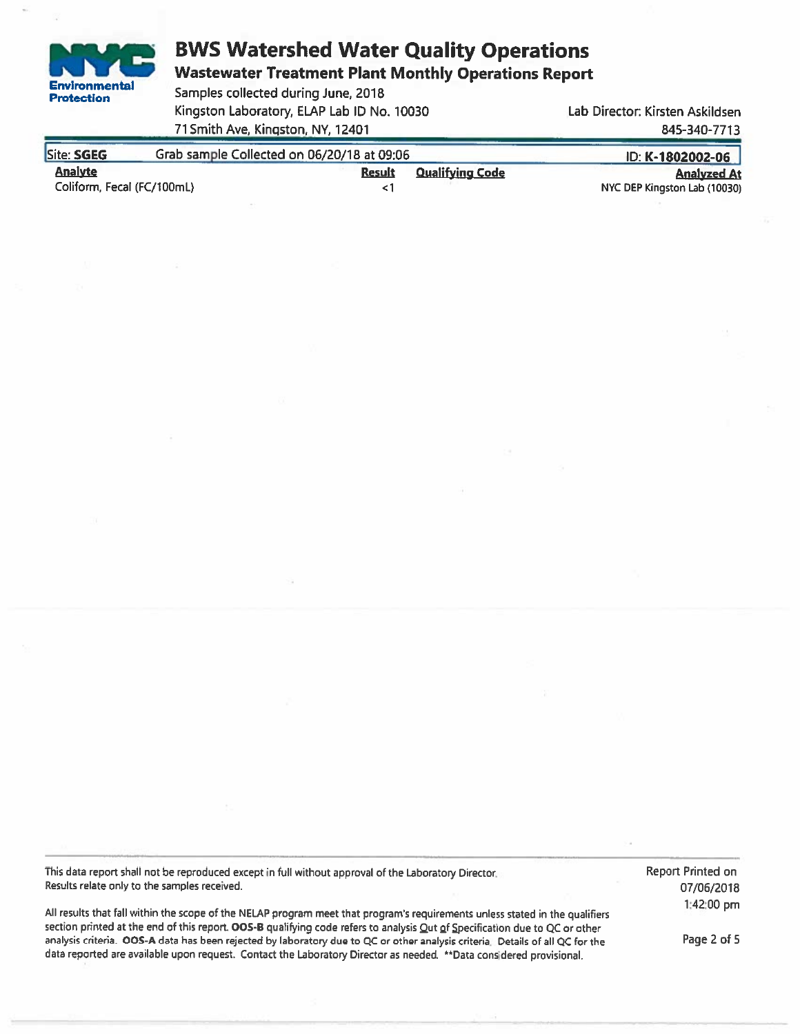# BWS Watershed Water Quality Operations

## Wastewater Treatment Plant Monthly Operations Report

Samples collected during June, 2018
Kingston Laboratory, ELAP Lab ID No. 10030
71 Smith Ave, Kingston, NY, 12401

Lab Director: Kirsten Askildsen
845-340-7713

**Site: SGEG** Grab sample Collected on 06/20/18 at 09:06 ID: **K-1802002-06**

| Analyte | Result | Qualifying Code | Analyzed At |
|---|---|---|---|
| Coliform, Fecal (FC/100mL) | <1 | | NYC DEP Kingston Lab (10030) |

This data report shall not be reproduced except in full without approval of the Laboratory Director. Results relate only to the samples received.

All results that fall within the scope of the NELAP program meet that program's requirements unless stated in the qualifiers section printed at the end of this report. **OOS-B** qualifying code refers to analysis Out of Specification due to QC or other analysis criteria. **OOS-A** data has been rejected by laboratory due to QC or other analysis criteria. Details of all QC for the data reported are available upon request. Contact the Laboratory Director as needed. **Data considered provisional.

Report Printed on 07/06/2018 1:42:00 pm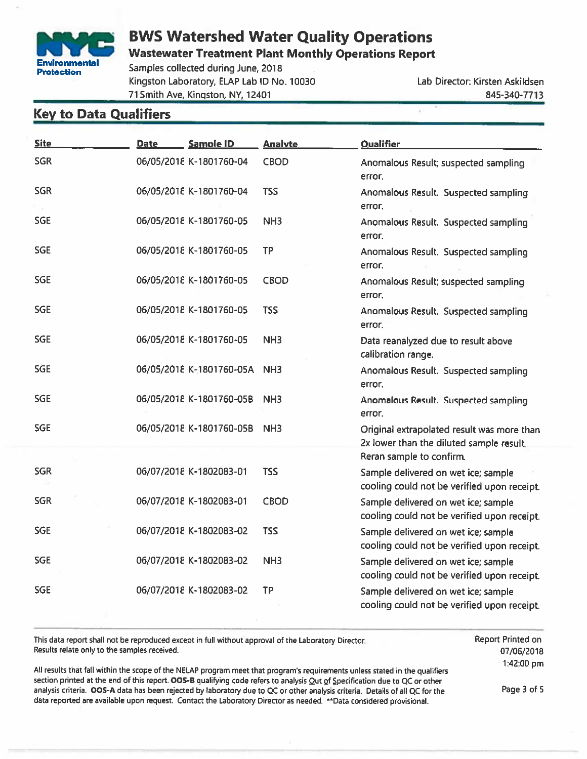# BWS Watershed Water Quality Operations

## Wastewater Treatment Plant Monthly Operations Report

Samples collected during June, 2018
Kingston Laboratory, ELAP Lab ID No. 10030
71 Smith Ave, Kingston, NY, 12401

Lab Director: Kirsten Askildsen
845-340-7713

## Key to Data Qualifiers

| Site | Date | Sample ID | Analyte | Qualifier |
|---|---|---|---|---|
| SGR | 06/05/2018 | K-1801760-04 | CBOD | Anomalous Result; suspected sampling error. |
| SGR | 06/05/2018 | K-1801760-04 | TSS | Anomalous Result. Suspected sampling error. |
| SGE | 06/05/2018 | K-1801760-05 | NH3 | Anomalous Result. Suspected sampling error. |
| SGE | 06/05/2018 | K-1801760-05 | TP | Anomalous Result. Suspected sampling error. |
| SGE | 06/05/2018 | K-1801760-05 | CBOD | Anomalous Result; suspected sampling error. |
| SGE | 06/05/2018 | K-1801760-05 | TSS | Anomalous Result. Suspected sampling error. |
| SGE | 06/05/2018 | K-1801760-05 | NH3 | Data reanalyzed due to result above calibration range. |
| SGE | 06/05/2018 | K-1801760-05A | NH3 | Anomalous Result. Suspected sampling error. |
| SGE | 06/05/2018 | K-1801760-05B | NH3 | Anomalous Result. Suspected sampling error. |
| SGE | 06/05/2018 | K-1801760-05B | NH3 | Original extrapolated result was more than 2x lower than the diluted sample result. Reran sample to confirm. |
| SGR | 06/07/2018 | K-1802083-01 | TSS | Sample delivered on wet ice; sample cooling could not be verified upon receipt. |
| SGR | 06/07/2018 | K-1802083-01 | CBOD | Sample delivered on wet ice; sample cooling could not be verified upon receipt. |
| SGE | 06/07/2018 | K-1802083-02 | TSS | Sample delivered on wet ice; sample cooling could not be verified upon receipt. |
| SGE | 06/07/2018 | K-1802083-02 | NH3 | Sample delivered on wet ice; sample cooling could not be verified upon receipt. |
| SGE | 06/07/2018 | K-1802083-02 | TP | Sample delivered on wet ice; sample cooling could not be verified upon receipt. |

This data report shall not be reproduced except in full without approval of the Laboratory Director. Results relate only to the samples received.

All results that fall within the scope of the NELAP program meet that program's requirements unless stated in the qualifiers section printed at the end of this report. **OOS-B** qualifying code refers to analysis Out of Specification due to QC or other analysis criteria. **OOS-A** data has been rejected by laboratory due to QC or other analysis criteria. Details of all QC for the data reported are available upon request. Contact the Laboratory Director as needed. **Data considered provisional.

Report Printed on 07/06/2018 1:42:00 pm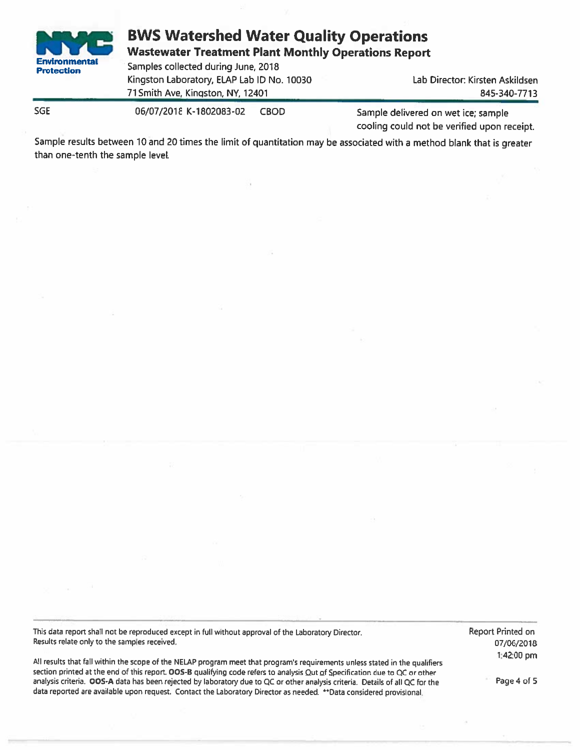| SGE | 06/07/2018 | K-1802083-02 | CBOD | Sample delivered on wet ice; sample cooling could not be verified upon receipt. |
|---|---|---|---|---|

Sample results between 10 and 20 times the limit of quantitation may be associated with a method blank that is greater than one-tenth the sample level.

This data report shall not be reproduced except in full without approval of the Laboratory Director. Results relate only to the samples received.

All results that fall within the scope of the NELAP program meet that program's requirements unless stated in the qualifiers section printed at the end of this report. **OOS-B** qualifying code refers to analysis Out of Specification due to QC or other analysis criteria. **OOS-A** data has been rejected by laboratory due to QC or other analysis criteria. Details of all QC for the data reported are available upon request. Contact the Laboratory Director as needed. **Data considered provisional.

Report Printed on 07/06/2018 1:42:00 pm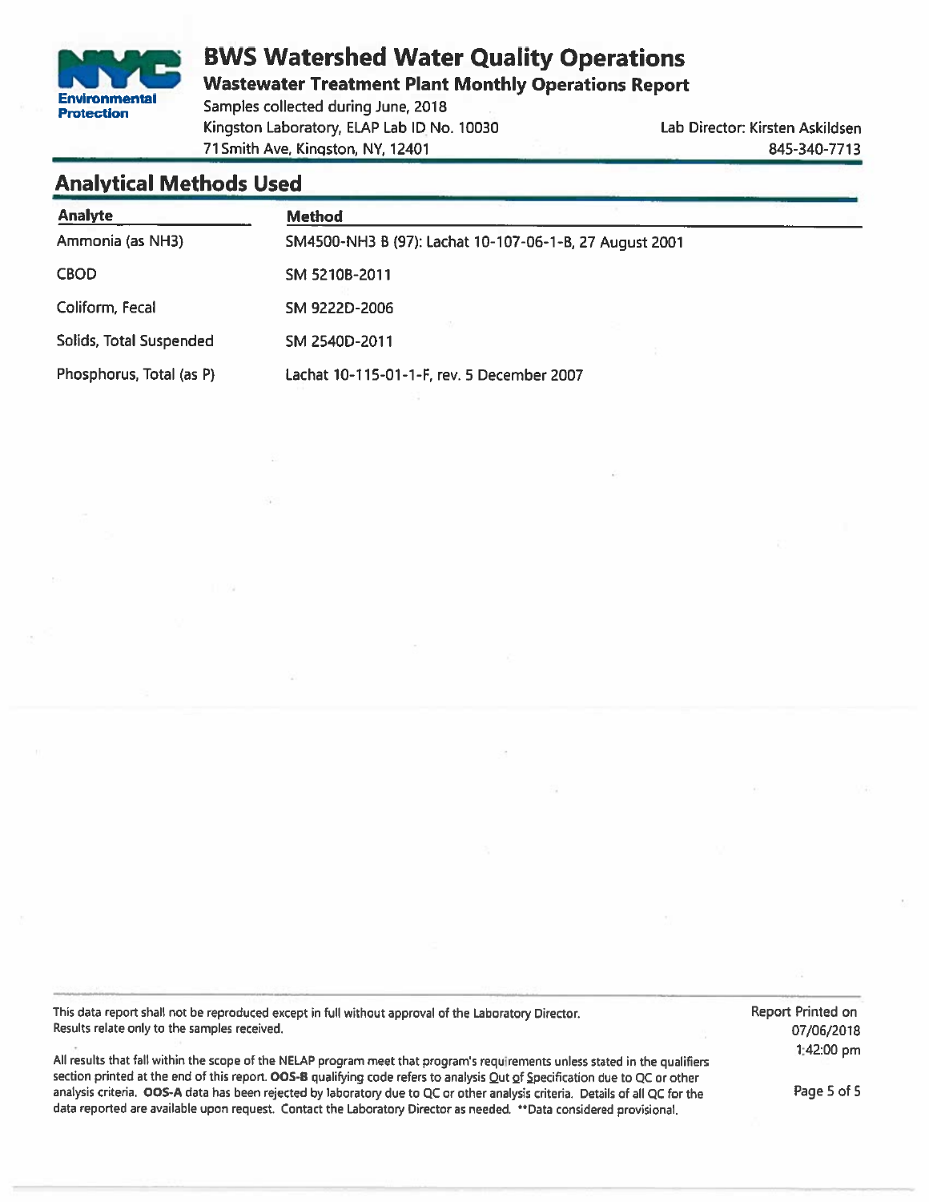# BWS Watershed Water Quality Operations

## Wastewater Treatment Plant Monthly Operations Report

Samples collected during June, 2018

Kingston Laboratory, ELAP Lab ID No. 10030

71 Smith Ave, Kingston, NY, 12401

Lab Director: Kirsten Askildsen

845-340-7713

## Analytical Methods Used

| Analyte | Method |
|---|---|
| Ammonia (as NH3) | SM4500-NH3 B (97): Lachat 10-107-06-1-B, 27 August 2001 |
| CBOD | SM 5210B-2011 |
| Coliform, Fecal | SM 9222D-2006 |
| Solids, Total Suspended | SM 2540D-2011 |
| Phosphorus, Total (as P) | Lachat 10-115-01-1-F, rev. 5 December 2007 |

This data report shall not be reproduced except in full without approval of the Laboratory Director. Results relate only to the samples received.

All results that fall within the scope of the NELAP program meet that program's requirements unless stated in the qualifiers section printed at the end of this report. **OOS-B** qualifying code refers to analysis Out of Specification due to QC or other analysis criteria. **OOS-A** data has been rejected by laboratory due to QC or other analysis criteria. Details of all QC for the data reported are available upon request. Contact the Laboratory Director as needed. **Data considered provisional.

Report Printed on 07/06/2018 1:42:00 pm